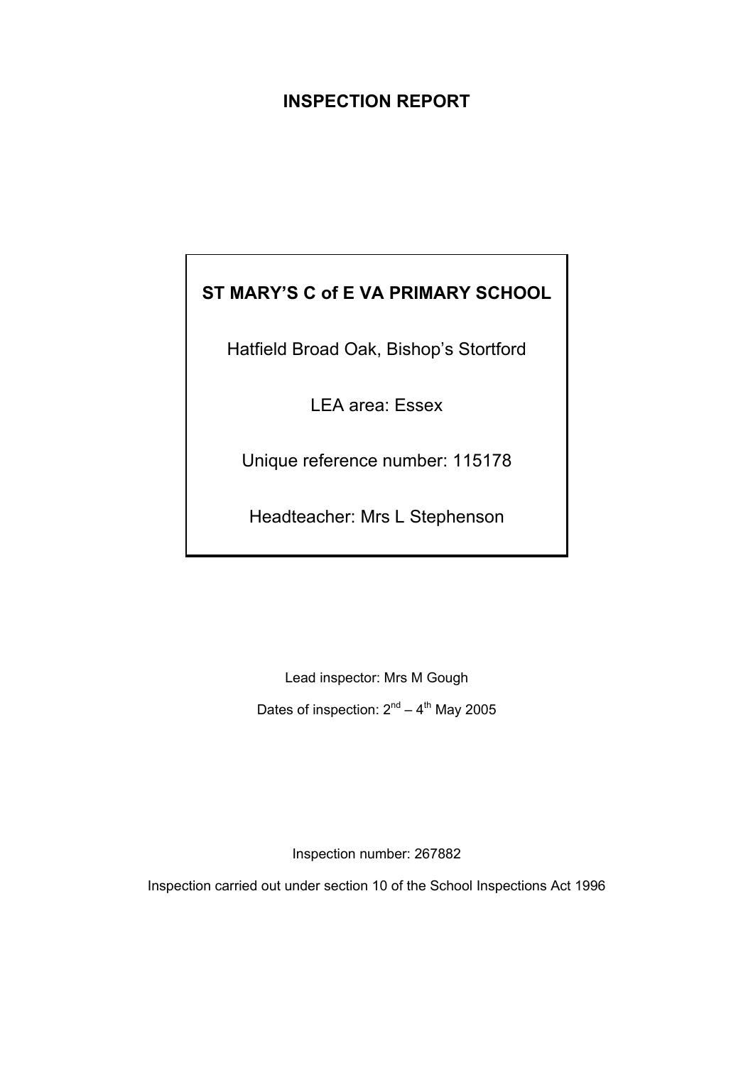# INSPECTION REPORT

**ST MARY'S C of E VA PRIMARY SCHOOL**

Hatfield Broad Oak, Bishop's Stortford

LEA area: Essex

Unique reference number: 115178

Headteacher: Mrs L Stephenson

Lead inspector: Mrs M Gough

Dates of inspection: 2nd – 4th May 2005

Inspection number: 267882

Inspection carried out under section 10 of the School Inspections Act 1996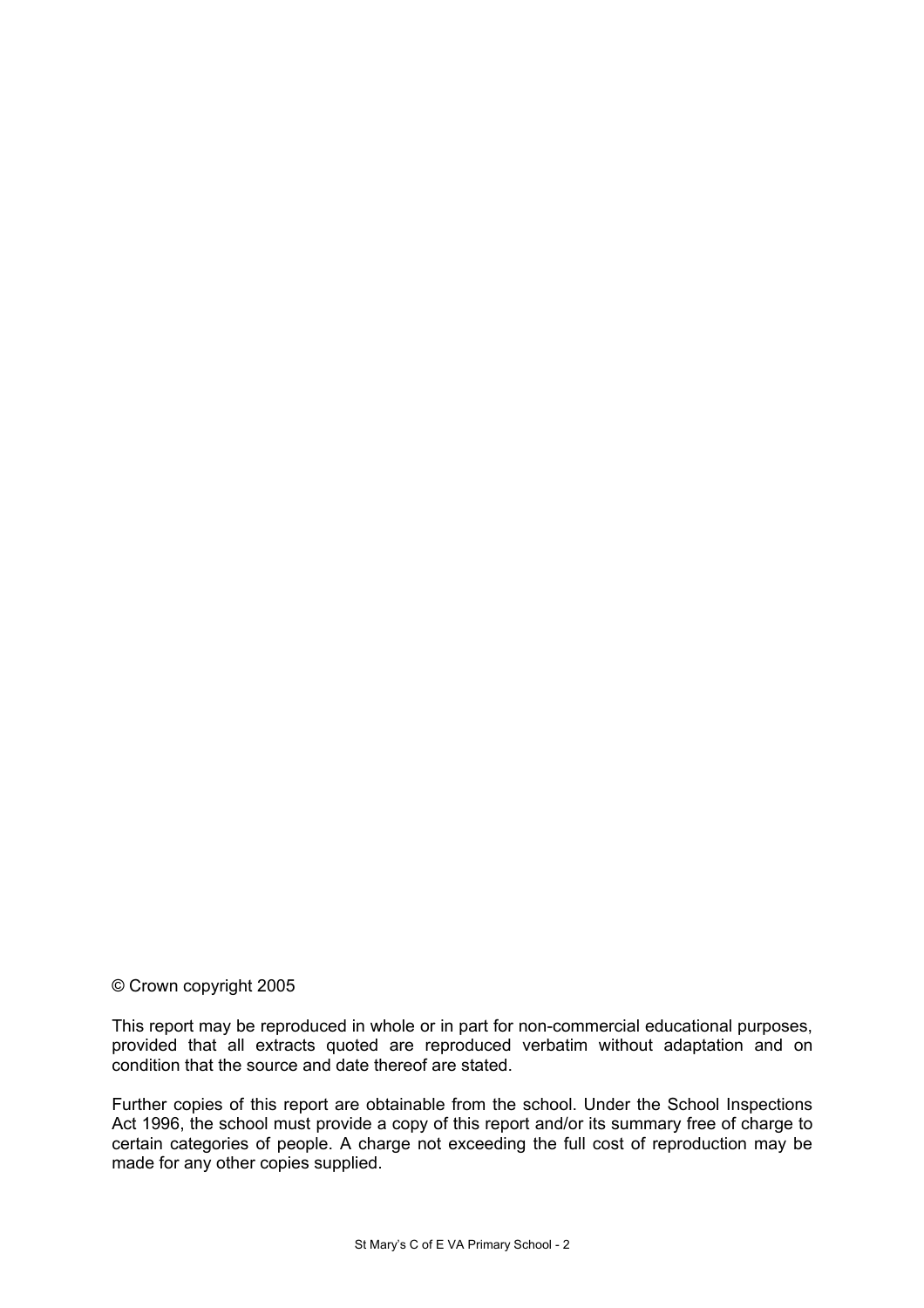© Crown copyright 2005

This report may be reproduced in whole or in part for non-commercial educational purposes, provided that all extracts quoted are reproduced verbatim without adaptation and on condition that the source and date thereof are stated.

Further copies of this report are obtainable from the school. Under the School Inspections Act 1996, the school must provide a copy of this report and/or its summary free of charge to certain categories of people. A charge not exceeding the full cost of reproduction may be made for any other copies supplied.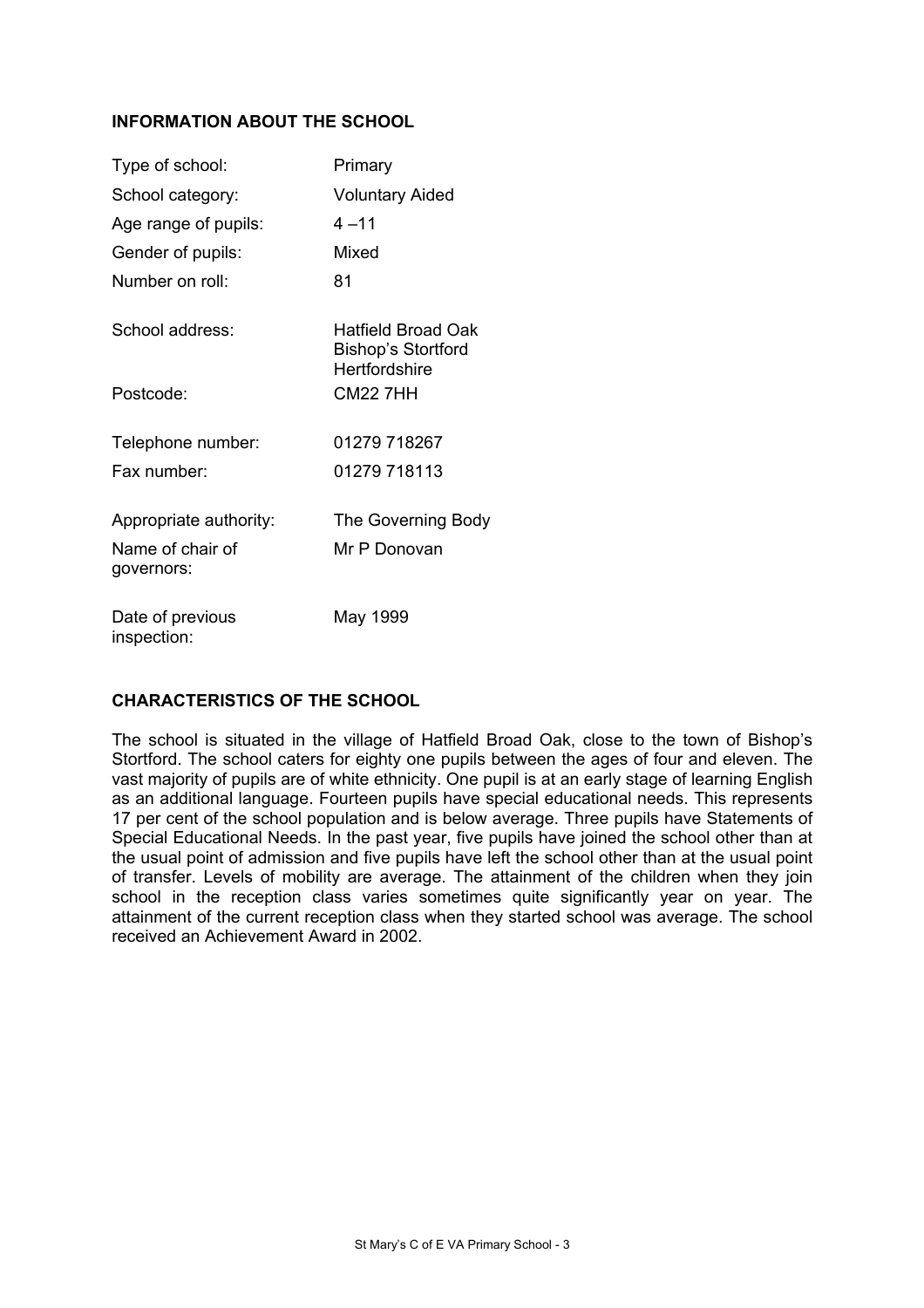## INFORMATION ABOUT THE SCHOOL

| | |
|---|---|
| Type of school: | Primary |
| School category: | Voluntary Aided |
| Age range of pupils: | 4 –11 |
| Gender of pupils: | Mixed |
| Number on roll: | 81 |
| School address: | Hatfield Broad Oak<br>Bishop's Stortford<br>Hertfordshire |
| Postcode: | CM22 7HH |
| Telephone number: | 01279 718267 |
| Fax number: | 01279 718113 |
| Appropriate authority: | The Governing Body |
| Name of chair of governors: | Mr P Donovan |
| Date of previous inspection: | May 1999 |

## CHARACTERISTICS OF THE SCHOOL

The school is situated in the village of Hatfield Broad Oak, close to the town of Bishop's Stortford. The school caters for eighty one pupils between the ages of four and eleven. The vast majority of pupils are of white ethnicity. One pupil is at an early stage of learning English as an additional language. Fourteen pupils have special educational needs. This represents 17 per cent of the school population and is below average. Three pupils have Statements of Special Educational Needs. In the past year, five pupils have joined the school other than at the usual point of admission and five pupils have left the school other than at the usual point of transfer. Levels of mobility are average. The attainment of the children when they join school in the reception class varies sometimes quite significantly year on year. The attainment of the current reception class when they started school was average. The school received an Achievement Award in 2002.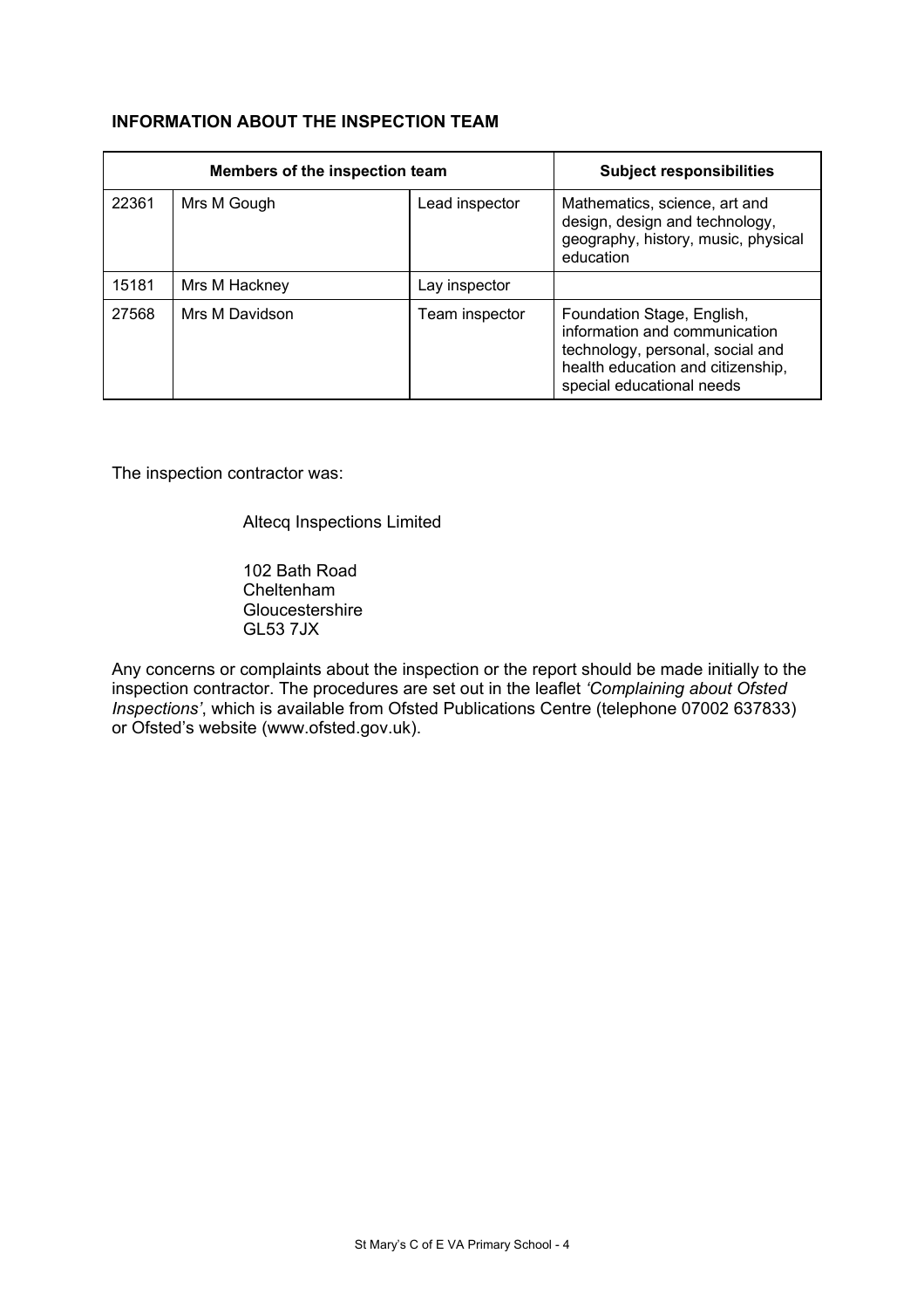## INFORMATION ABOUT THE INSPECTION TEAM

| Members of the inspection team | | | Subject responsibilities |
|---|---|---|---|
| 22361 | Mrs M Gough | Lead inspector | Mathematics, science, art and design, design and technology, geography, history, music, physical education |
| 15181 | Mrs M Hackney | Lay inspector | |
| 27568 | Mrs M Davidson | Team inspector | Foundation Stage, English, information and communication technology, personal, social and health education and citizenship, special educational needs |

The inspection contractor was:

Altecq Inspections Limited

102 Bath Road
Cheltenham
Gloucestershire
GL53 7JX

Any concerns or complaints about the inspection or the report should be made initially to the inspection contractor. The procedures are set out in the leaflet *'Complaining about Ofsted Inspections'*, which is available from Ofsted Publications Centre (telephone 07002 637833) or Ofsted's website (www.ofsted.gov.uk).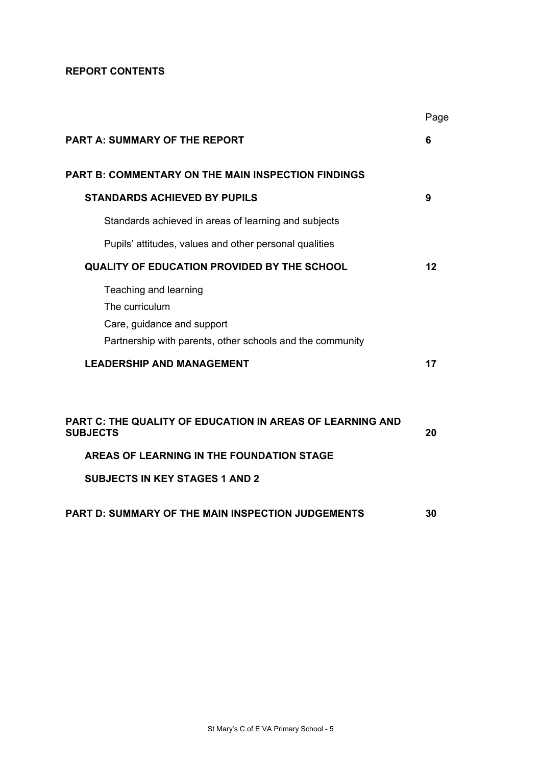**REPORT CONTENTS**

| | Page |
|---|---|
| **PART A: SUMMARY OF THE REPORT** | **6** |
| **PART B: COMMENTARY ON THE MAIN INSPECTION FINDINGS** | |
| **STANDARDS ACHIEVED BY PUPILS** | **9** |
| Standards achieved in areas of learning and subjects | |
| Pupils' attitudes, values and other personal qualities | |
| **QUALITY OF EDUCATION PROVIDED BY THE SCHOOL** | **12** |
| Teaching and learning | |
| The curriculum | |
| Care, guidance and support | |
| Partnership with parents, other schools and the community | |
| **LEADERSHIP AND MANAGEMENT** | **17** |
| **PART C: THE QUALITY OF EDUCATION IN AREAS OF LEARNING AND SUBJECTS** | **20** |
| **AREAS OF LEARNING IN THE FOUNDATION STAGE** | |
| **SUBJECTS IN KEY STAGES 1 AND 2** | |
| **PART D: SUMMARY OF THE MAIN INSPECTION JUDGEMENTS** | **30** |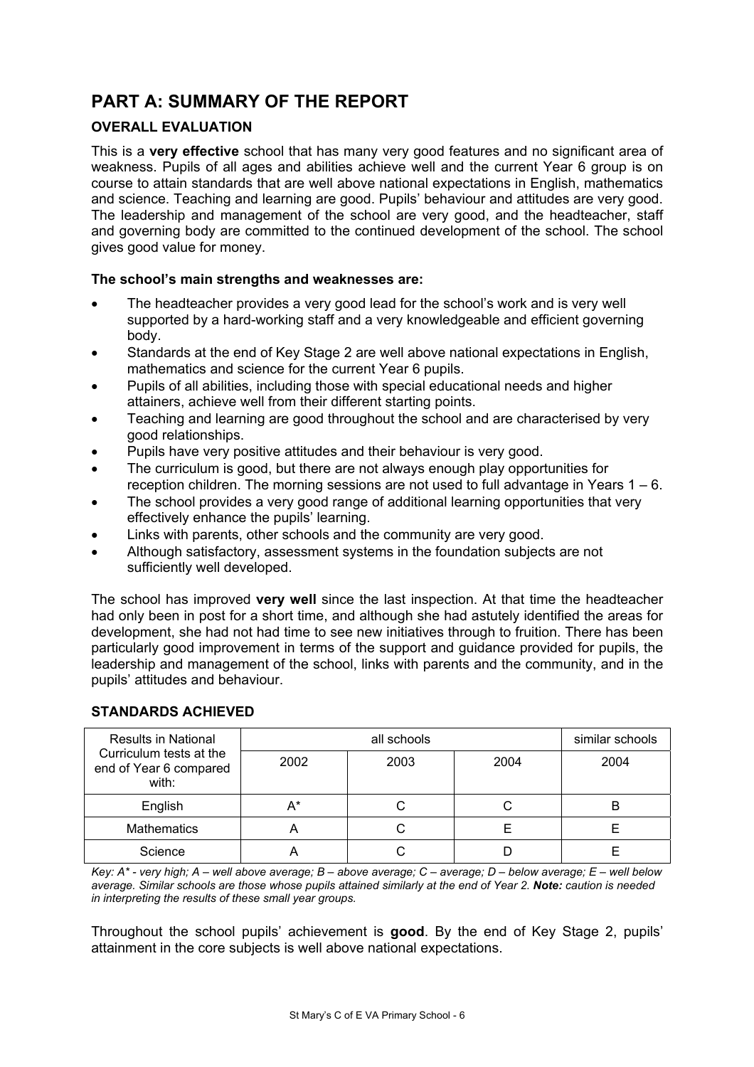# PART A: SUMMARY OF THE REPORT

## OVERALL EVALUATION

This is a **very effective** school that has many very good features and no significant area of weakness. Pupils of all ages and abilities achieve well and the current Year 6 group is on course to attain standards that are well above national expectations in English, mathematics and science. Teaching and learning are good. Pupils' behaviour and attitudes are very good. The leadership and management of the school are very good, and the headteacher, staff and governing body are committed to the continued development of the school. The school gives good value for money.

**The school's main strengths and weaknesses are:**

- The headteacher provides a very good lead for the school's work and is very well supported by a hard-working staff and a very knowledgeable and efficient governing body.
- Standards at the end of Key Stage 2 are well above national expectations in English, mathematics and science for the current Year 6 pupils.
- Pupils of all abilities, including those with special educational needs and higher attainers, achieve well from their different starting points.
- Teaching and learning are good throughout the school and are characterised by very good relationships.
- Pupils have very positive attitudes and their behaviour is very good.
- The curriculum is good, but there are not always enough play opportunities for reception children. The morning sessions are not used to full advantage in Years 1 – 6.
- The school provides a very good range of additional learning opportunities that very effectively enhance the pupils' learning.
- Links with parents, other schools and the community are very good.
- Although satisfactory, assessment systems in the foundation subjects are not sufficiently well developed.

The school has improved **very well** since the last inspection. At that time the headteacher had only been in post for a short time, and although she had astutely identified the areas for development, she had not had time to see new initiatives through to fruition. There has been particularly good improvement in terms of the support and guidance provided for pupils, the leadership and management of the school, links with parents and the community, and in the pupils' attitudes and behaviour.

## STANDARDS ACHIEVED

| Results in National Curriculum tests at the end of Year 6 compared with: | all schools | | | similar schools |
|---|---|---|---|---|
| | 2002 | 2003 | 2004 | 2004 |
| English | A* | C | C | B |
| Mathematics | A | C | E | E |
| Science | A | C | D | E |

*Key: A* - very high; A – well above average; B – above average; C – average; D – below average; E – well below average. Similar schools are those whose pupils attained similarly at the end of Year 2.* ***Note:*** *caution is needed in interpreting the results of these small year groups.*

Throughout the school pupils' achievement is **good**. By the end of Key Stage 2, pupils' attainment in the core subjects is well above national expectations.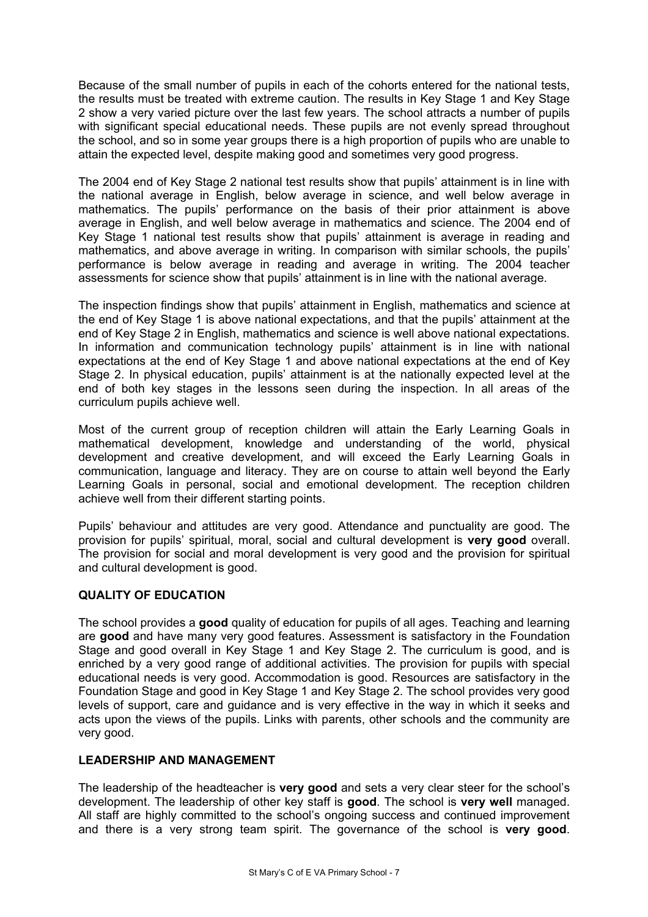Because of the small number of pupils in each of the cohorts entered for the national tests, the results must be treated with extreme caution. The results in Key Stage 1 and Key Stage 2 show a very varied picture over the last few years. The school attracts a number of pupils with significant special educational needs. These pupils are not evenly spread throughout the school, and so in some year groups there is a high proportion of pupils who are unable to attain the expected level, despite making good and sometimes very good progress.

The 2004 end of Key Stage 2 national test results show that pupils' attainment is in line with the national average in English, below average in science, and well below average in mathematics. The pupils' performance on the basis of their prior attainment is above average in English, and well below average in mathematics and science. The 2004 end of Key Stage 1 national test results show that pupils' attainment is average in reading and mathematics, and above average in writing. In comparison with similar schools, the pupils' performance is below average in reading and average in writing. The 2004 teacher assessments for science show that pupils' attainment is in line with the national average.

The inspection findings show that pupils' attainment in English, mathematics and science at the end of Key Stage 1 is above national expectations, and that the pupils' attainment at the end of Key Stage 2 in English, mathematics and science is well above national expectations. In information and communication technology pupils' attainment is in line with national expectations at the end of Key Stage 1 and above national expectations at the end of Key Stage 2. In physical education, pupils' attainment is at the nationally expected level at the end of both key stages in the lessons seen during the inspection. In all areas of the curriculum pupils achieve well.

Most of the current group of reception children will attain the Early Learning Goals in mathematical development, knowledge and understanding of the world, physical development and creative development, and will exceed the Early Learning Goals in communication, language and literacy. They are on course to attain well beyond the Early Learning Goals in personal, social and emotional development. The reception children achieve well from their different starting points.

Pupils' behaviour and attitudes are very good. Attendance and punctuality are good. The provision for pupils' spiritual, moral, social and cultural development is **very good** overall. The provision for social and moral development is very good and the provision for spiritual and cultural development is good.

## QUALITY OF EDUCATION

The school provides a **good** quality of education for pupils of all ages. Teaching and learning are **good** and have many very good features. Assessment is satisfactory in the Foundation Stage and good overall in Key Stage 1 and Key Stage 2. The curriculum is good, and is enriched by a very good range of additional activities. The provision for pupils with special educational needs is very good. Accommodation is good. Resources are satisfactory in the Foundation Stage and good in Key Stage 1 and Key Stage 2. The school provides very good levels of support, care and guidance and is very effective in the way in which it seeks and acts upon the views of the pupils. Links with parents, other schools and the community are very good.

## LEADERSHIP AND MANAGEMENT

The leadership of the headteacher is **very good** and sets a very clear steer for the school's development. The leadership of other key staff is **good**. The school is **very well** managed. All staff are highly committed to the school's ongoing success and continued improvement and there is a very strong team spirit. The governance of the school is **very good**.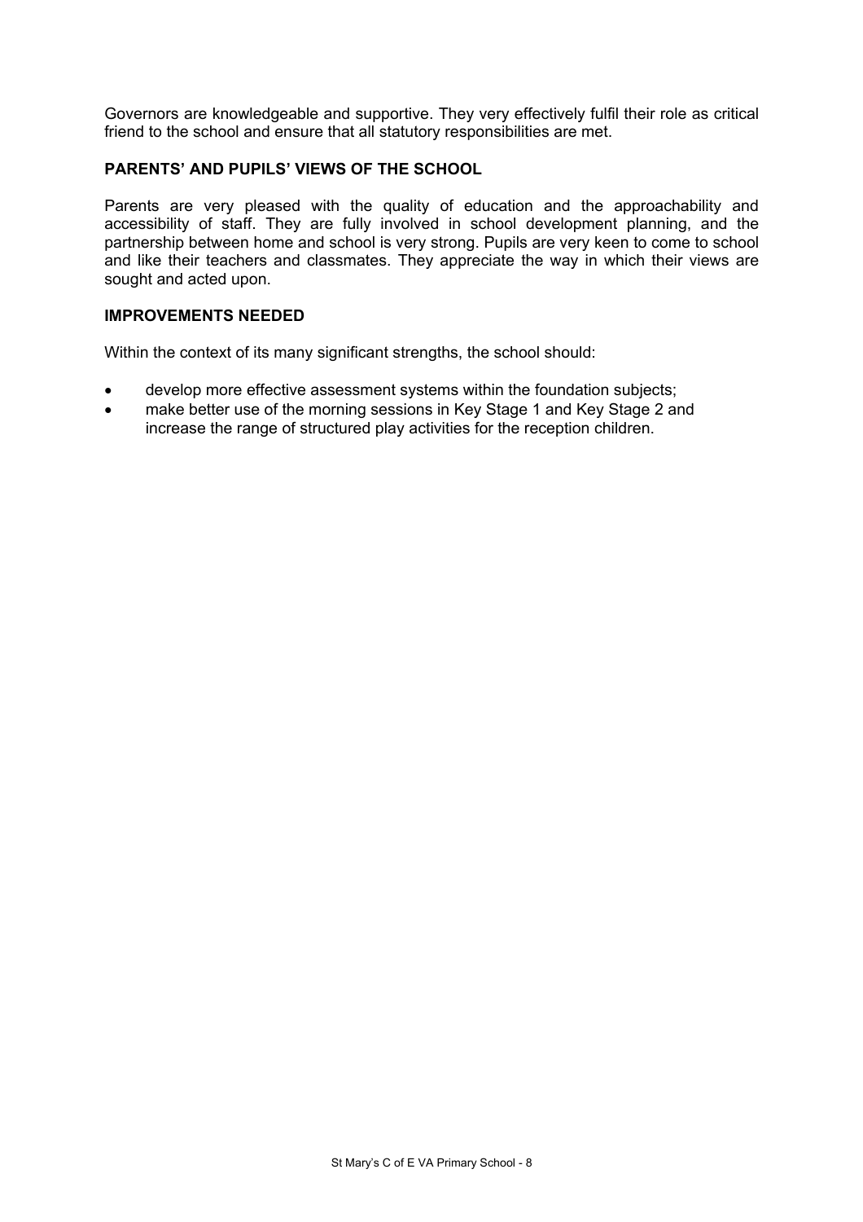Governors are knowledgeable and supportive. They very effectively fulfil their role as critical friend to the school and ensure that all statutory responsibilities are met.

### PARENTS' AND PUPILS' VIEWS OF THE SCHOOL

Parents are very pleased with the quality of education and the approachability and accessibility of staff. They are fully involved in school development planning, and the partnership between home and school is very strong. Pupils are very keen to come to school and like their teachers and classmates. They appreciate the way in which their views are sought and acted upon.

### IMPROVEMENTS NEEDED

Within the context of its many significant strengths, the school should:

- develop more effective assessment systems within the foundation subjects;
- make better use of the morning sessions in Key Stage 1 and Key Stage 2 and increase the range of structured play activities for the reception children.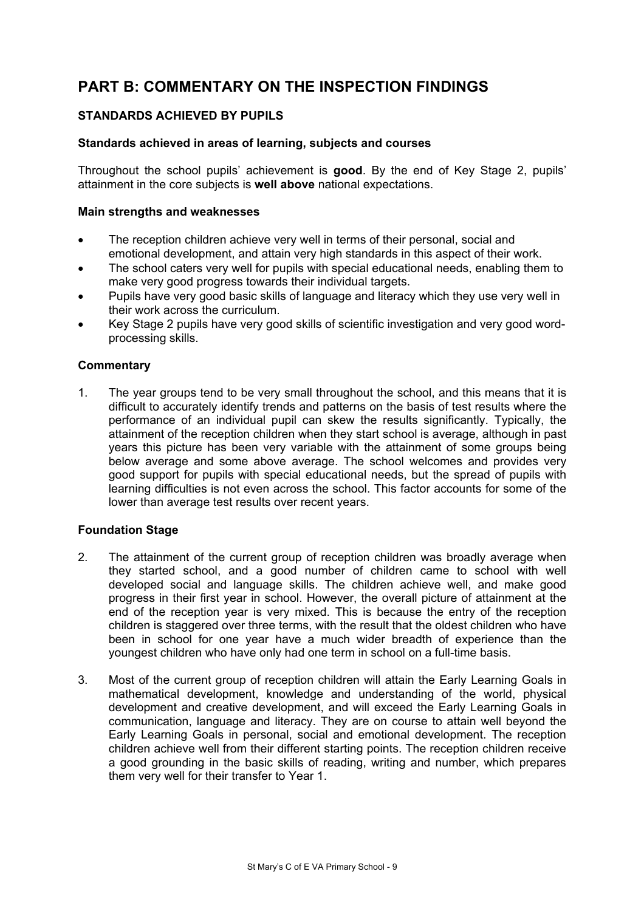# PART B: COMMENTARY ON THE INSPECTION FINDINGS

## STANDARDS ACHIEVED BY PUPILS

### Standards achieved in areas of learning, subjects and courses

Throughout the school pupils' achievement is **good**. By the end of Key Stage 2, pupils' attainment in the core subjects is **well above** national expectations.

### Main strengths and weaknesses

- The reception children achieve very well in terms of their personal, social and emotional development, and attain very high standards in this aspect of their work.
- The school caters very well for pupils with special educational needs, enabling them to make very good progress towards their individual targets.
- Pupils have very good basic skills of language and literacy which they use very well in their work across the curriculum.
- Key Stage 2 pupils have very good skills of scientific investigation and very good word-processing skills.

### Commentary

1. The year groups tend to be very small throughout the school, and this means that it is difficult to accurately identify trends and patterns on the basis of test results where the performance of an individual pupil can skew the results significantly. Typically, the attainment of the reception children when they start school is average, although in past years this picture has been very variable with the attainment of some groups being below average and some above average. The school welcomes and provides very good support for pupils with special educational needs, but the spread of pupils with learning difficulties is not even across the school. This factor accounts for some of the lower than average test results over recent years.

### Foundation Stage

2. The attainment of the current group of reception children was broadly average when they started school, and a good number of children came to school with well developed social and language skills. The children achieve well, and make good progress in their first year in school. However, the overall picture of attainment at the end of the reception year is very mixed. This is because the entry of the reception children is staggered over three terms, with the result that the oldest children who have been in school for one year have a much wider breadth of experience than the youngest children who have only had one term in school on a full-time basis.

3. Most of the current group of reception children will attain the Early Learning Goals in mathematical development, knowledge and understanding of the world, physical development and creative development, and will exceed the Early Learning Goals in communication, language and literacy. They are on course to attain well beyond the Early Learning Goals in personal, social and emotional development. The reception children achieve well from their different starting points. The reception children receive a good grounding in the basic skills of reading, writing and number, which prepares them very well for their transfer to Year 1.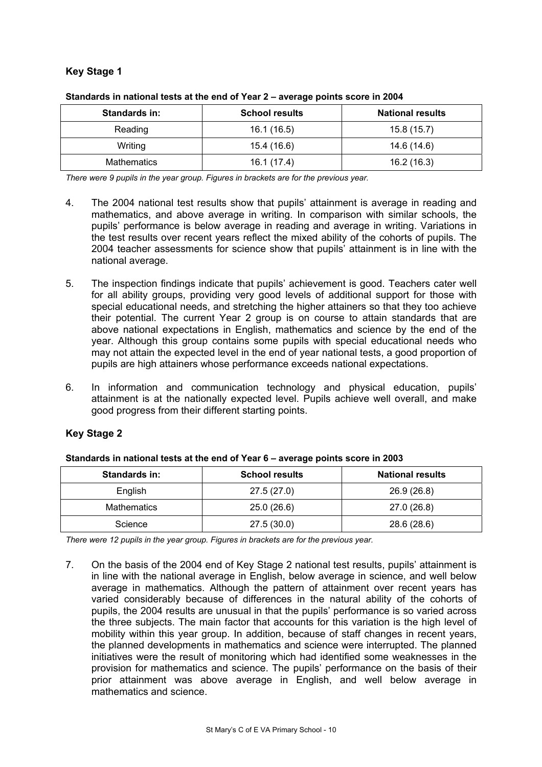## Key Stage 1

**Standards in national tests at the end of Year 2 – average points score in 2004**

| Standards in: | School results | National results |
|---|---|---|
| Reading | 16.1 (16.5) | 15.8 (15.7) |
| Writing | 15.4 (16.6) | 14.6 (14.6) |
| Mathematics | 16.1 (17.4) | 16.2 (16.3) |

*There were 9 pupils in the year group. Figures in brackets are for the previous year.*

4. The 2004 national test results show that pupils' attainment is average in reading and mathematics, and above average in writing. In comparison with similar schools, the pupils' performance is below average in reading and average in writing. Variations in the test results over recent years reflect the mixed ability of the cohorts of pupils. The 2004 teacher assessments for science show that pupils' attainment is in line with the national average.

5. The inspection findings indicate that pupils' achievement is good. Teachers cater well for all ability groups, providing very good levels of additional support for those with special educational needs, and stretching the higher attainers so that they too achieve their potential. The current Year 2 group is on course to attain standards that are above national expectations in English, mathematics and science by the end of the year. Although this group contains some pupils with special educational needs who may not attain the expected level in the end of year national tests, a good proportion of pupils are high attainers whose performance exceeds national expectations.

6. In information and communication technology and physical education, pupils' attainment is at the nationally expected level. Pupils achieve well overall, and make good progress from their different starting points.

## Key Stage 2

**Standards in national tests at the end of Year 6 – average points score in 2003**

| Standards in: | School results | National results |
|---|---|---|
| English | 27.5 (27.0) | 26.9 (26.8) |
| Mathematics | 25.0 (26.6) | 27.0 (26.8) |
| Science | 27.5 (30.0) | 28.6 (28.6) |

*There were 12 pupils in the year group. Figures in brackets are for the previous year.*

7. On the basis of the 2004 end of Key Stage 2 national test results, pupils' attainment is in line with the national average in English, below average in science, and well below average in mathematics. Although the pattern of attainment over recent years has varied considerably because of differences in the natural ability of the cohorts of pupils, the 2004 results are unusual in that the pupils' performance is so varied across the three subjects. The main factor that accounts for this variation is the high level of mobility within this year group. In addition, because of staff changes in recent years, the planned developments in mathematics and science were interrupted. The planned initiatives were the result of monitoring which had identified some weaknesses in the provision for mathematics and science. The pupils' performance on the basis of their prior attainment was above average in English, and well below average in mathematics and science.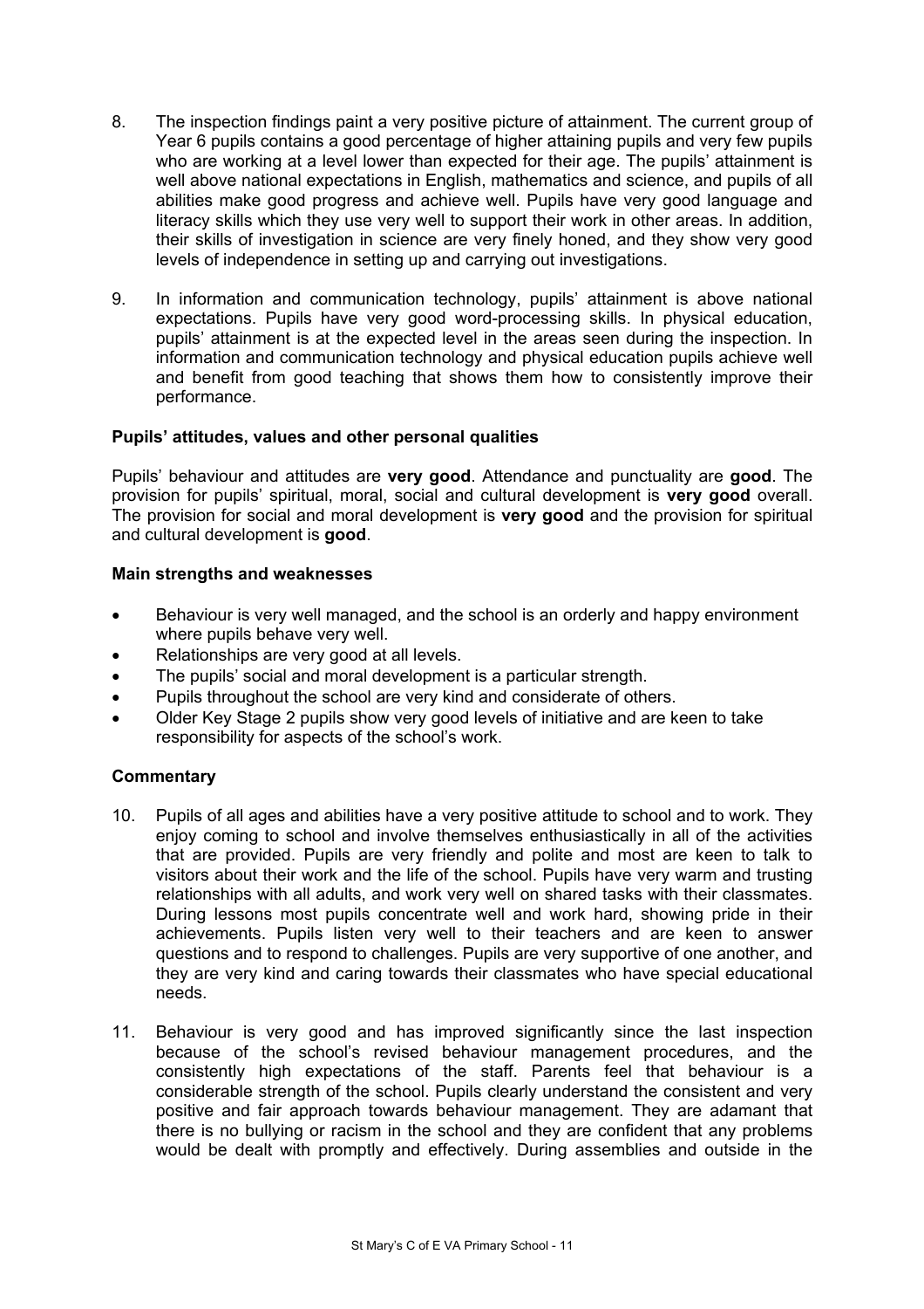8. The inspection findings paint a very positive picture of attainment. The current group of Year 6 pupils contains a good percentage of higher attaining pupils and very few pupils who are working at a level lower than expected for their age. The pupils' attainment is well above national expectations in English, mathematics and science, and pupils of all abilities make good progress and achieve well. Pupils have very good language and literacy skills which they use very well to support their work in other areas. In addition, their skills of investigation in science are very finely honed, and they show very good levels of independence in setting up and carrying out investigations.

9. In information and communication technology, pupils' attainment is above national expectations. Pupils have very good word-processing skills. In physical education, pupils' attainment is at the expected level in the areas seen during the inspection. In information and communication technology and physical education pupils achieve well and benefit from good teaching that shows them how to consistently improve their performance.

### Pupils' attitudes, values and other personal qualities

Pupils' behaviour and attitudes are **very good**. Attendance and punctuality are **good**. The provision for pupils' spiritual, moral, social and cultural development is **very good** overall. The provision for social and moral development is **very good** and the provision for spiritual and cultural development is **good**.

### Main strengths and weaknesses

- Behaviour is very well managed, and the school is an orderly and happy environment where pupils behave very well.
- Relationships are very good at all levels.
- The pupils' social and moral development is a particular strength.
- Pupils throughout the school are very kind and considerate of others.
- Older Key Stage 2 pupils show very good levels of initiative and are keen to take responsibility for aspects of the school's work.

### Commentary

10. Pupils of all ages and abilities have a very positive attitude to school and to work. They enjoy coming to school and involve themselves enthusiastically in all of the activities that are provided. Pupils are very friendly and polite and most are keen to talk to visitors about their work and the life of the school. Pupils have very warm and trusting relationships with all adults, and work very well on shared tasks with their classmates. During lessons most pupils concentrate well and work hard, showing pride in their achievements. Pupils listen very well to their teachers and are keen to answer questions and to respond to challenges. Pupils are very supportive of one another, and they are very kind and caring towards their classmates who have special educational needs.

11. Behaviour is very good and has improved significantly since the last inspection because of the school's revised behaviour management procedures, and the consistently high expectations of the staff. Parents feel that behaviour is a considerable strength of the school. Pupils clearly understand the consistent and very positive and fair approach towards behaviour management. They are adamant that there is no bullying or racism in the school and they are confident that any problems would be dealt with promptly and effectively. During assemblies and outside in the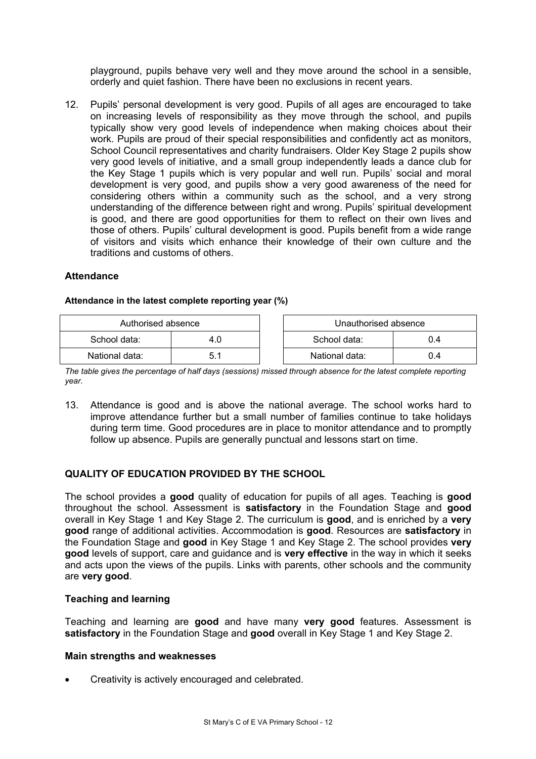playground, pupils behave very well and they move around the school in a sensible, orderly and quiet fashion. There have been no exclusions in recent years.

12. Pupils' personal development is very good. Pupils of all ages are encouraged to take on increasing levels of responsibility as they move through the school, and pupils typically show very good levels of independence when making choices about their work. Pupils are proud of their special responsibilities and confidently act as monitors, School Council representatives and charity fundraisers. Older Key Stage 2 pupils show very good levels of initiative, and a small group independently leads a dance club for the Key Stage 1 pupils which is very popular and well run. Pupils' social and moral development is very good, and pupils show a very good awareness of the need for considering others within a community such as the school, and a very strong understanding of the difference between right and wrong. Pupils' spiritual development is good, and there are good opportunities for them to reflect on their own lives and those of others. Pupils' cultural development is good. Pupils benefit from a wide range of visitors and visits which enhance their knowledge of their own culture and the traditions and customs of others.

### Attendance

**Attendance in the latest complete reporting year (%)**

| Authorised absence | |
|---|---|
| School data: | 4.0 |
| National data: | 5.1 |

| Unauthorised absence | |
|---|---|
| School data: | 0.4 |
| National data: | 0.4 |

*The table gives the percentage of half days (sessions) missed through absence for the latest complete reporting year.*

13. Attendance is good and is above the national average. The school works hard to improve attendance further but a small number of families continue to take holidays during term time. Good procedures are in place to monitor attendance and to promptly follow up absence. Pupils are generally punctual and lessons start on time.

## QUALITY OF EDUCATION PROVIDED BY THE SCHOOL

The school provides a **good** quality of education for pupils of all ages. Teaching is **good** throughout the school. Assessment is **satisfactory** in the Foundation Stage and **good** overall in Key Stage 1 and Key Stage 2. The curriculum is **good**, and is enriched by a **very good** range of additional activities. Accommodation is **good**. Resources are **satisfactory** in the Foundation Stage and **good** in Key Stage 1 and Key Stage 2. The school provides **very good** levels of support, care and guidance and is **very effective** in the way in which it seeks and acts upon the views of the pupils. Links with parents, other schools and the community are **very good**.

### Teaching and learning

Teaching and learning are **good** and have many **very good** features. Assessment is **satisfactory** in the Foundation Stage and **good** overall in Key Stage 1 and Key Stage 2.

#### Main strengths and weaknesses

- Creativity is actively encouraged and celebrated.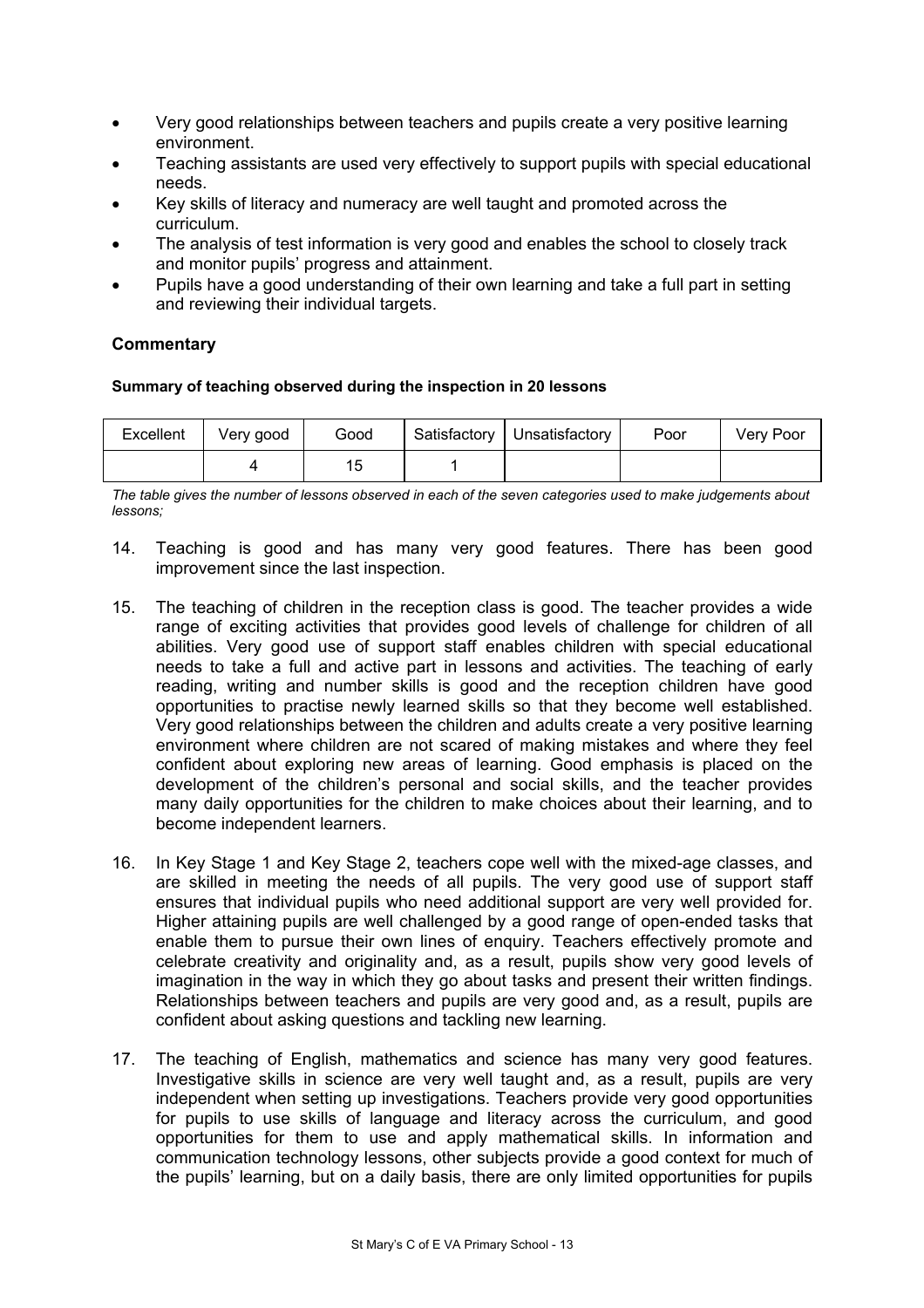- Very good relationships between teachers and pupils create a very positive learning environment.
- Teaching assistants are used very effectively to support pupils with special educational needs.
- Key skills of literacy and numeracy are well taught and promoted across the curriculum.
- The analysis of test information is very good and enables the school to closely track and monitor pupils' progress and attainment.
- Pupils have a good understanding of their own learning and take a full part in setting and reviewing their individual targets.

### Commentary

**Summary of teaching observed during the inspection in 20 lessons**

| Excellent | Very good | Good | Satisfactory | Unsatisfactory | Poor | Very Poor |
|---|---|---|---|---|---|---|
| | 4 | 15 | 1 | | | |

*The table gives the number of lessons observed in each of the seven categories used to make judgements about lessons;*

14. Teaching is good and has many very good features. There has been good improvement since the last inspection.

15. The teaching of children in the reception class is good. The teacher provides a wide range of exciting activities that provides good levels of challenge for children of all abilities. Very good use of support staff enables children with special educational needs to take a full and active part in lessons and activities. The teaching of early reading, writing and number skills is good and the reception children have good opportunities to practise newly learned skills so that they become well established. Very good relationships between the children and adults create a very positive learning environment where children are not scared of making mistakes and where they feel confident about exploring new areas of learning. Good emphasis is placed on the development of the children's personal and social skills, and the teacher provides many daily opportunities for the children to make choices about their learning, and to become independent learners.

16. In Key Stage 1 and Key Stage 2, teachers cope well with the mixed-age classes, and are skilled in meeting the needs of all pupils. The very good use of support staff ensures that individual pupils who need additional support are very well provided for. Higher attaining pupils are well challenged by a good range of open-ended tasks that enable them to pursue their own lines of enquiry. Teachers effectively promote and celebrate creativity and originality and, as a result, pupils show very good levels of imagination in the way in which they go about tasks and present their written findings. Relationships between teachers and pupils are very good and, as a result, pupils are confident about asking questions and tackling new learning.

17. The teaching of English, mathematics and science has many very good features. Investigative skills in science are very well taught and, as a result, pupils are very independent when setting up investigations. Teachers provide very good opportunities for pupils to use skills of language and literacy across the curriculum, and good opportunities for them to use and apply mathematical skills. In information and communication technology lessons, other subjects provide a good context for much of the pupils' learning, but on a daily basis, there are only limited opportunities for pupils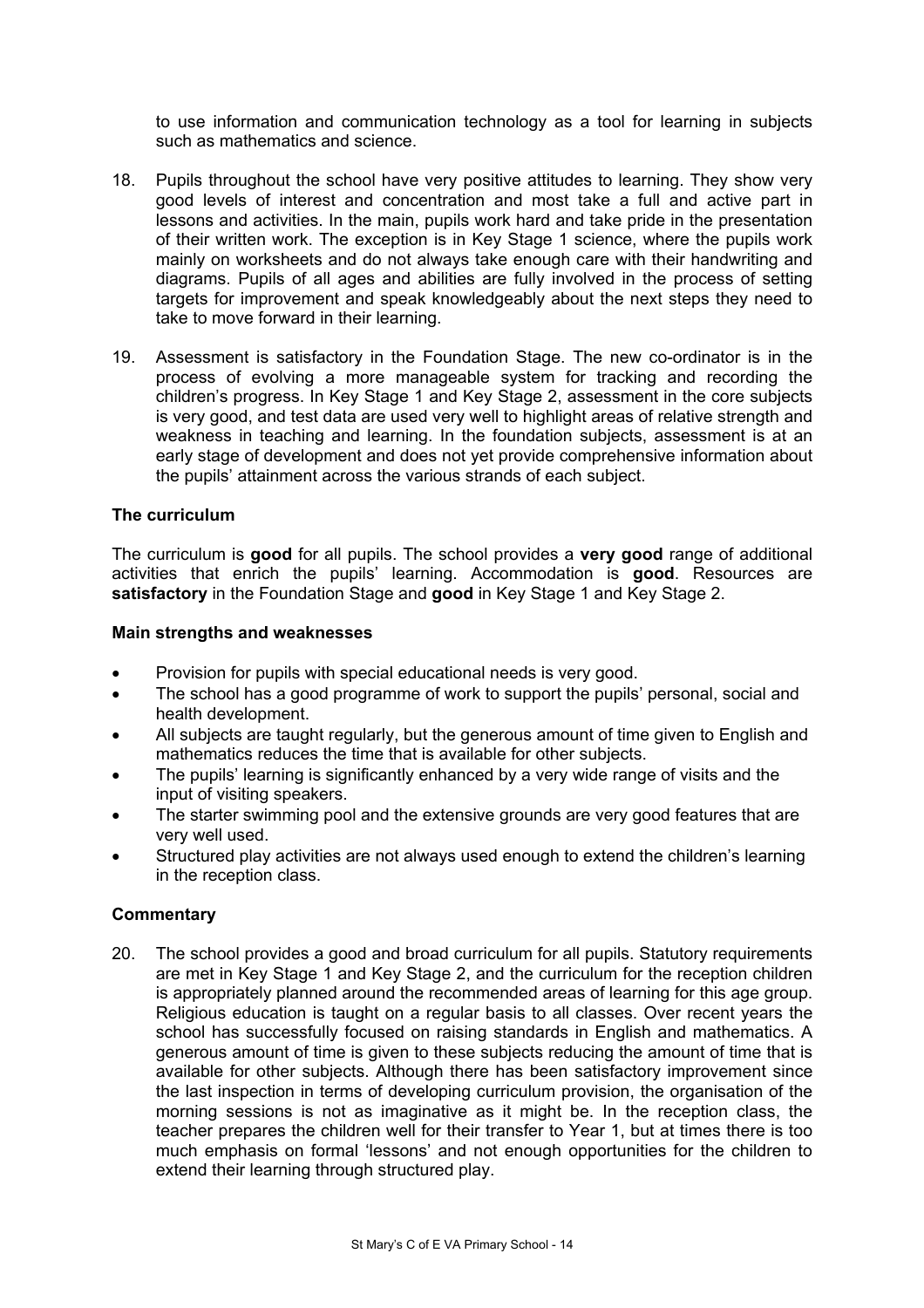to use information and communication technology as a tool for learning in subjects such as mathematics and science.

18. Pupils throughout the school have very positive attitudes to learning. They show very good levels of interest and concentration and most take a full and active part in lessons and activities. In the main, pupils work hard and take pride in the presentation of their written work. The exception is in Key Stage 1 science, where the pupils work mainly on worksheets and do not always take enough care with their handwriting and diagrams. Pupils of all ages and abilities are fully involved in the process of setting targets for improvement and speak knowledgeably about the next steps they need to take to move forward in their learning.

19. Assessment is satisfactory in the Foundation Stage. The new co-ordinator is in the process of evolving a more manageable system for tracking and recording the children's progress. In Key Stage 1 and Key Stage 2, assessment in the core subjects is very good, and test data are used very well to highlight areas of relative strength and weakness in teaching and learning. In the foundation subjects, assessment is at an early stage of development and does not yet provide comprehensive information about the pupils' attainment across the various strands of each subject.

### The curriculum

The curriculum is **good** for all pupils. The school provides a **very good** range of additional activities that enrich the pupils' learning. Accommodation is **good**. Resources are **satisfactory** in the Foundation Stage and **good** in Key Stage 1 and Key Stage 2.

#### Main strengths and weaknesses

- Provision for pupils with special educational needs is very good.
- The school has a good programme of work to support the pupils' personal, social and health development.
- All subjects are taught regularly, but the generous amount of time given to English and mathematics reduces the time that is available for other subjects.
- The pupils' learning is significantly enhanced by a very wide range of visits and the input of visiting speakers.
- The starter swimming pool and the extensive grounds are very good features that are very well used.
- Structured play activities are not always used enough to extend the children's learning in the reception class.

#### Commentary

20. The school provides a good and broad curriculum for all pupils. Statutory requirements are met in Key Stage 1 and Key Stage 2, and the curriculum for the reception children is appropriately planned around the recommended areas of learning for this age group. Religious education is taught on a regular basis to all classes. Over recent years the school has successfully focused on raising standards in English and mathematics. A generous amount of time is given to these subjects reducing the amount of time that is available for other subjects. Although there has been satisfactory improvement since the last inspection in terms of developing curriculum provision, the organisation of the morning sessions is not as imaginative as it might be. In the reception class, the teacher prepares the children well for their transfer to Year 1, but at times there is too much emphasis on formal 'lessons' and not enough opportunities for the children to extend their learning through structured play.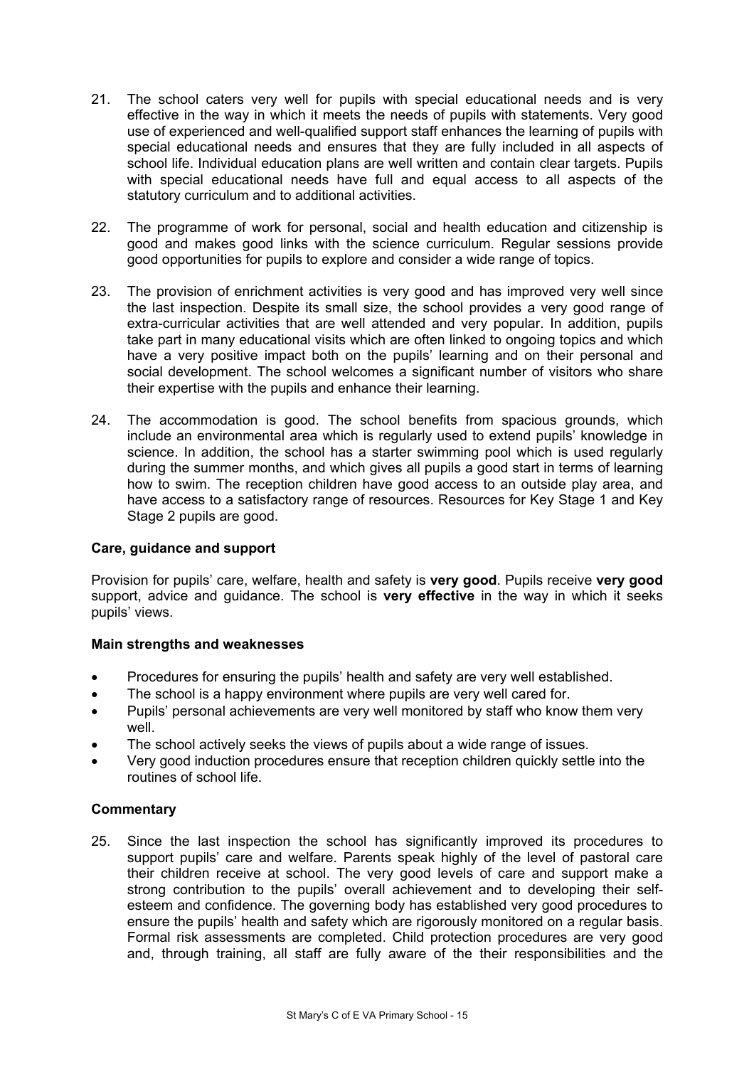21. The school caters very well for pupils with special educational needs and is very effective in the way in which it meets the needs of pupils with statements. Very good use of experienced and well-qualified support staff enhances the learning of pupils with special educational needs and ensures that they are fully included in all aspects of school life. Individual education plans are well written and contain clear targets. Pupils with special educational needs have full and equal access to all aspects of the statutory curriculum and to additional activities.

22. The programme of work for personal, social and health education and citizenship is good and makes good links with the science curriculum. Regular sessions provide good opportunities for pupils to explore and consider a wide range of topics.

23. The provision of enrichment activities is very good and has improved very well since the last inspection. Despite its small size, the school provides a very good range of extra-curricular activities that are well attended and very popular. In addition, pupils take part in many educational visits which are often linked to ongoing topics and which have a very positive impact both on the pupils' learning and on their personal and social development. The school welcomes a significant number of visitors who share their expertise with the pupils and enhance their learning.

24. The accommodation is good. The school benefits from spacious grounds, which include an environmental area which is regularly used to extend pupils' knowledge in science. In addition, the school has a starter swimming pool which is used regularly during the summer months, and which gives all pupils a good start in terms of learning how to swim. The reception children have good access to an outside play area, and have access to a satisfactory range of resources. Resources for Key Stage 1 and Key Stage 2 pupils are good.

### Care, guidance and support

Provision for pupils' care, welfare, health and safety is **very good**. Pupils receive **very good** support, advice and guidance. The school is **very effective** in the way in which it seeks pupils' views.

#### Main strengths and weaknesses

- Procedures for ensuring the pupils' health and safety are very well established.
- The school is a happy environment where pupils are very well cared for.
- Pupils' personal achievements are very well monitored by staff who know them very well.
- The school actively seeks the views of pupils about a wide range of issues.
- Very good induction procedures ensure that reception children quickly settle into the routines of school life.

#### Commentary

25. Since the last inspection the school has significantly improved its procedures to support pupils' care and welfare. Parents speak highly of the level of pastoral care their children receive at school. The very good levels of care and support make a strong contribution to the pupils' overall achievement and to developing their self-esteem and confidence. The governing body has established very good procedures to ensure the pupils' health and safety which are rigorously monitored on a regular basis. Formal risk assessments are completed. Child protection procedures are very good and, through training, all staff are fully aware of the their responsibilities and the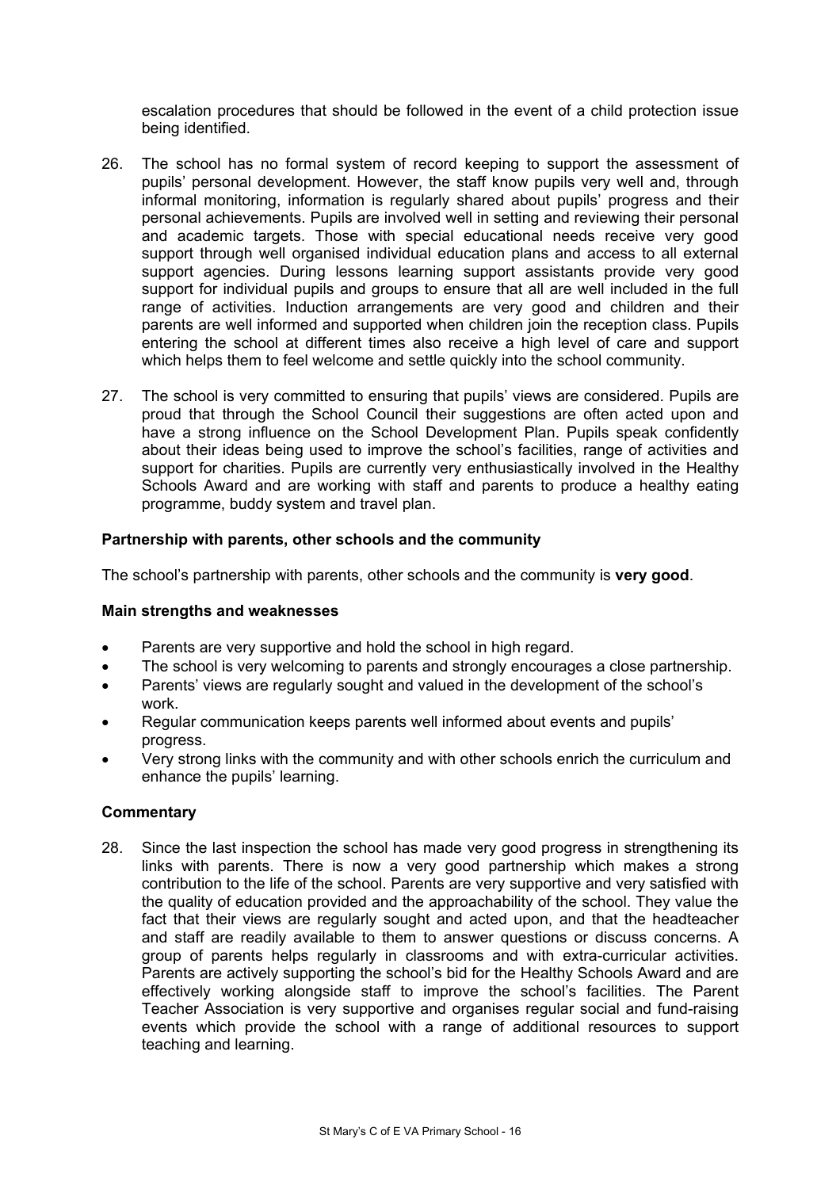escalation procedures that should be followed in the event of a child protection issue being identified.

26. The school has no formal system of record keeping to support the assessment of pupils' personal development. However, the staff know pupils very well and, through informal monitoring, information is regularly shared about pupils' progress and their personal achievements. Pupils are involved well in setting and reviewing their personal and academic targets. Those with special educational needs receive very good support through well organised individual education plans and access to all external support agencies. During lessons learning support assistants provide very good support for individual pupils and groups to ensure that all are well included in the full range of activities. Induction arrangements are very good and children and their parents are well informed and supported when children join the reception class. Pupils entering the school at different times also receive a high level of care and support which helps them to feel welcome and settle quickly into the school community.

27. The school is very committed to ensuring that pupils' views are considered. Pupils are proud that through the School Council their suggestions are often acted upon and have a strong influence on the School Development Plan. Pupils speak confidently about their ideas being used to improve the school's facilities, range of activities and support for charities. Pupils are currently very enthusiastically involved in the Healthy Schools Award and are working with staff and parents to produce a healthy eating programme, buddy system and travel plan.

### Partnership with parents, other schools and the community

The school's partnership with parents, other schools and the community is **very good**.

#### Main strengths and weaknesses

- Parents are very supportive and hold the school in high regard.
- The school is very welcoming to parents and strongly encourages a close partnership.
- Parents' views are regularly sought and valued in the development of the school's work.
- Regular communication keeps parents well informed about events and pupils' progress.
- Very strong links with the community and with other schools enrich the curriculum and enhance the pupils' learning.

#### Commentary

28. Since the last inspection the school has made very good progress in strengthening its links with parents. There is now a very good partnership which makes a strong contribution to the life of the school. Parents are very supportive and very satisfied with the quality of education provided and the approachability of the school. They value the fact that their views are regularly sought and acted upon, and that the headteacher and staff are readily available to them to answer questions or discuss concerns. A group of parents helps regularly in classrooms and with extra-curricular activities. Parents are actively supporting the school's bid for the Healthy Schools Award and are effectively working alongside staff to improve the school's facilities. The Parent Teacher Association is very supportive and organises regular social and fund-raising events which provide the school with a range of additional resources to support teaching and learning.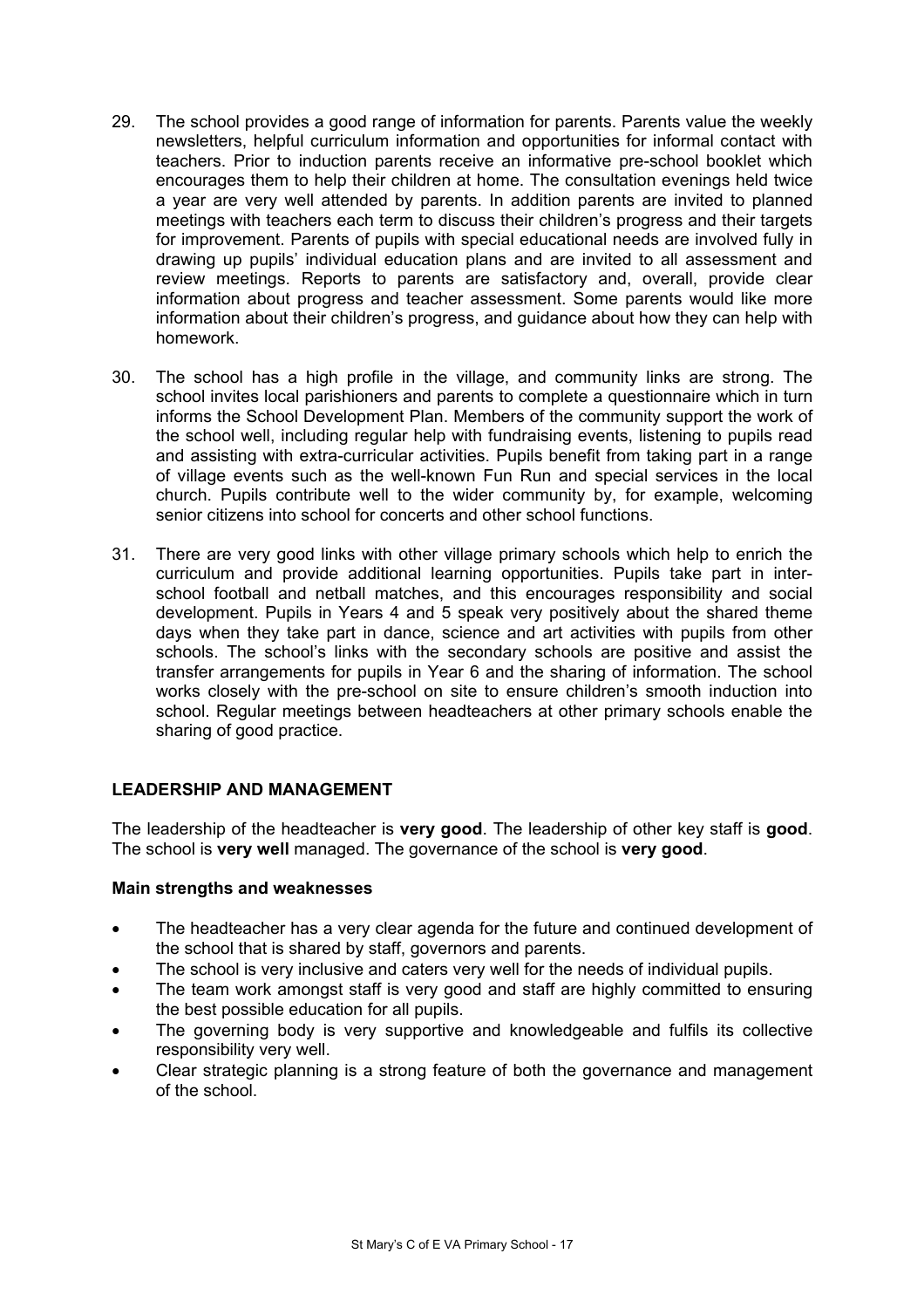29. The school provides a good range of information for parents. Parents value the weekly newsletters, helpful curriculum information and opportunities for informal contact with teachers. Prior to induction parents receive an informative pre-school booklet which encourages them to help their children at home. The consultation evenings held twice a year are very well attended by parents. In addition parents are invited to planned meetings with teachers each term to discuss their children's progress and their targets for improvement. Parents of pupils with special educational needs are involved fully in drawing up pupils' individual education plans and are invited to all assessment and review meetings. Reports to parents are satisfactory and, overall, provide clear information about progress and teacher assessment. Some parents would like more information about their children's progress, and guidance about how they can help with homework.

30. The school has a high profile in the village, and community links are strong. The school invites local parishioners and parents to complete a questionnaire which in turn informs the School Development Plan. Members of the community support the work of the school well, including regular help with fundraising events, listening to pupils read and assisting with extra-curricular activities. Pupils benefit from taking part in a range of village events such as the well-known Fun Run and special services in the local church. Pupils contribute well to the wider community by, for example, welcoming senior citizens into school for concerts and other school functions.

31. There are very good links with other village primary schools which help to enrich the curriculum and provide additional learning opportunities. Pupils take part in inter-school football and netball matches, and this encourages responsibility and social development. Pupils in Years 4 and 5 speak very positively about the shared theme days when they take part in dance, science and art activities with pupils from other schools. The school's links with the secondary schools are positive and assist the transfer arrangements for pupils in Year 6 and the sharing of information. The school works closely with the pre-school on site to ensure children's smooth induction into school. Regular meetings between headteachers at other primary schools enable the sharing of good practice.

## LEADERSHIP AND MANAGEMENT

The leadership of the headteacher is **very good**. The leadership of other key staff is **good**. The school is **very well** managed. The governance of the school is **very good**.

### Main strengths and weaknesses

- The headteacher has a very clear agenda for the future and continued development of the school that is shared by staff, governors and parents.
- The school is very inclusive and caters very well for the needs of individual pupils.
- The team work amongst staff is very good and staff are highly committed to ensuring the best possible education for all pupils.
- The governing body is very supportive and knowledgeable and fulfils its collective responsibility very well.
- Clear strategic planning is a strong feature of both the governance and management of the school.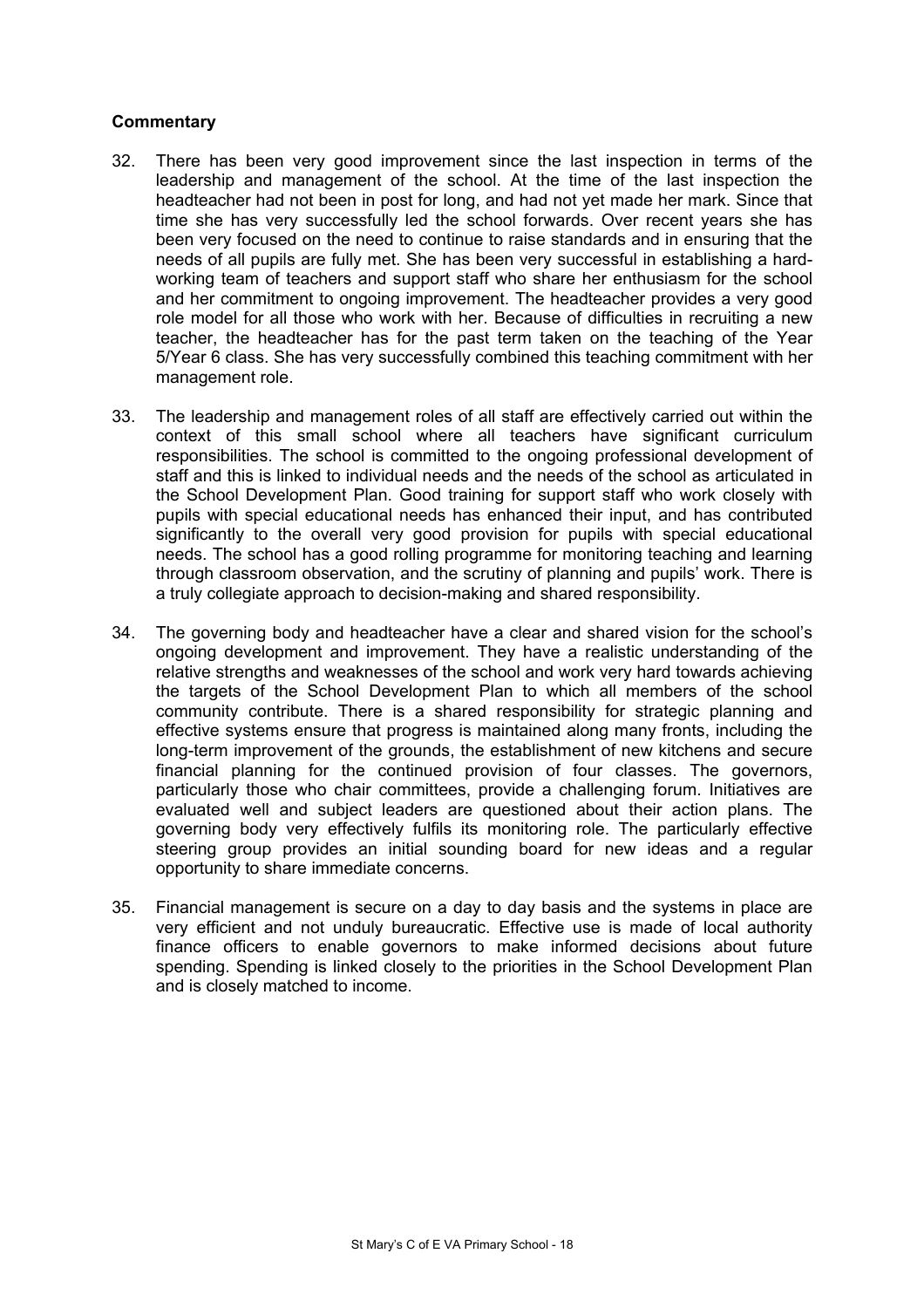**Commentary**

32. There has been very good improvement since the last inspection in terms of the leadership and management of the school. At the time of the last inspection the headteacher had not been in post for long, and had not yet made her mark. Since that time she has very successfully led the school forwards. Over recent years she has been very focused on the need to continue to raise standards and in ensuring that the needs of all pupils are fully met. She has been very successful in establishing a hard-working team of teachers and support staff who share her enthusiasm for the school and her commitment to ongoing improvement. The headteacher provides a very good role model for all those who work with her. Because of difficulties in recruiting a new teacher, the headteacher has for the past term taken on the teaching of the Year 5/Year 6 class. She has very successfully combined this teaching commitment with her management role.

33. The leadership and management roles of all staff are effectively carried out within the context of this small school where all teachers have significant curriculum responsibilities. The school is committed to the ongoing professional development of staff and this is linked to individual needs and the needs of the school as articulated in the School Development Plan. Good training for support staff who work closely with pupils with special educational needs has enhanced their input, and has contributed significantly to the overall very good provision for pupils with special educational needs. The school has a good rolling programme for monitoring teaching and learning through classroom observation, and the scrutiny of planning and pupils' work. There is a truly collegiate approach to decision-making and shared responsibility.

34. The governing body and headteacher have a clear and shared vision for the school's ongoing development and improvement. They have a realistic understanding of the relative strengths and weaknesses of the school and work very hard towards achieving the targets of the School Development Plan to which all members of the school community contribute. There is a shared responsibility for strategic planning and effective systems ensure that progress is maintained along many fronts, including the long-term improvement of the grounds, the establishment of new kitchens and secure financial planning for the continued provision of four classes. The governors, particularly those who chair committees, provide a challenging forum. Initiatives are evaluated well and subject leaders are questioned about their action plans. The governing body very effectively fulfils its monitoring role. The particularly effective steering group provides an initial sounding board for new ideas and a regular opportunity to share immediate concerns.

35. Financial management is secure on a day to day basis and the systems in place are very efficient and not unduly bureaucratic. Effective use is made of local authority finance officers to enable governors to make informed decisions about future spending. Spending is linked closely to the priorities in the School Development Plan and is closely matched to income.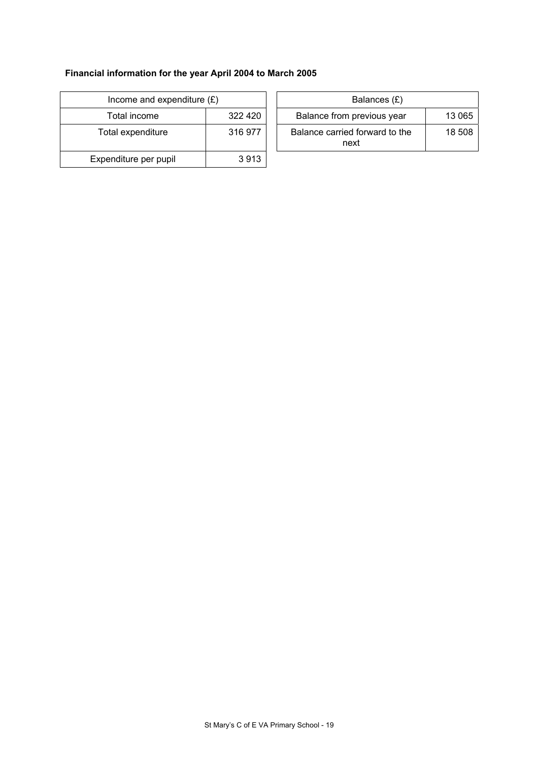**Financial information for the year April 2004 to March 2005**

| Income and expenditure (£) | |
|---|---|
| Total income | 322 420 |
| Total expenditure | 316 977 |
| Expenditure per pupil | 3 913 |

| Balances (£) | |
|---|---|
| Balance from previous year | 13 065 |
| Balance carried forward to the next | 18 508 |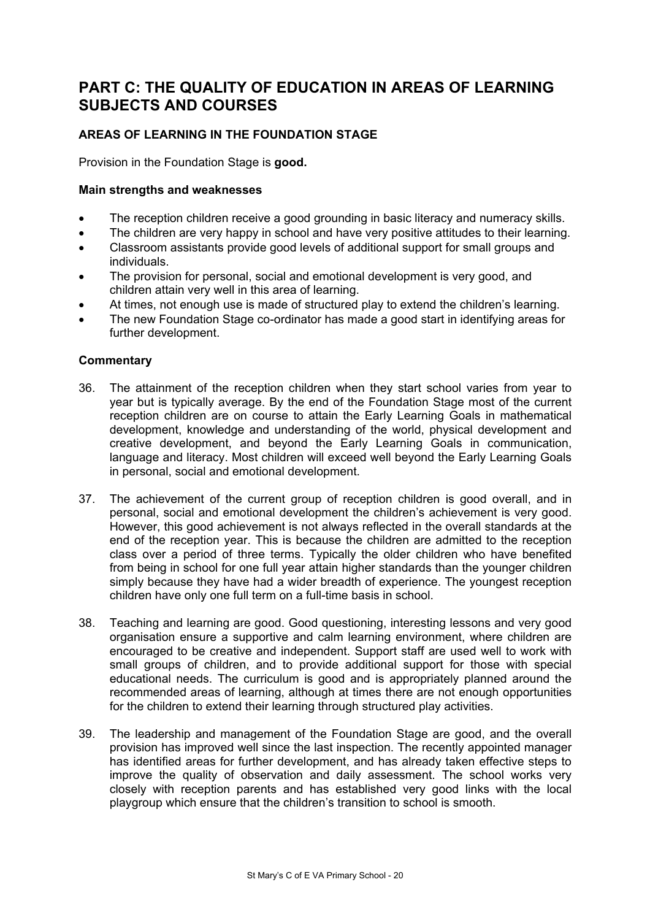# PART C: THE QUALITY OF EDUCATION IN AREAS OF LEARNING SUBJECTS AND COURSES

### AREAS OF LEARNING IN THE FOUNDATION STAGE

Provision in the Foundation Stage is **good.**

#### Main strengths and weaknesses

- The reception children receive a good grounding in basic literacy and numeracy skills.
- The children are very happy in school and have very positive attitudes to their learning.
- Classroom assistants provide good levels of additional support for small groups and individuals.
- The provision for personal, social and emotional development is very good, and children attain very well in this area of learning.
- At times, not enough use is made of structured play to extend the children's learning.
- The new Foundation Stage co-ordinator has made a good start in identifying areas for further development.

#### Commentary

36. The attainment of the reception children when they start school varies from year to year but is typically average. By the end of the Foundation Stage most of the current reception children are on course to attain the Early Learning Goals in mathematical development, knowledge and understanding of the world, physical development and creative development, and beyond the Early Learning Goals in communication, language and literacy. Most children will exceed well beyond the Early Learning Goals in personal, social and emotional development.

37. The achievement of the current group of reception children is good overall, and in personal, social and emotional development the children's achievement is very good. However, this good achievement is not always reflected in the overall standards at the end of the reception year. This is because the children are admitted to the reception class over a period of three terms. Typically the older children who have benefited from being in school for one full year attain higher standards than the younger children simply because they have had a wider breadth of experience. The youngest reception children have only one full term on a full-time basis in school.

38. Teaching and learning are good. Good questioning, interesting lessons and very good organisation ensure a supportive and calm learning environment, where children are encouraged to be creative and independent. Support staff are used well to work with small groups of children, and to provide additional support for those with special educational needs. The curriculum is good and is appropriately planned around the recommended areas of learning, although at times there are not enough opportunities for the children to extend their learning through structured play activities.

39. The leadership and management of the Foundation Stage are good, and the overall provision has improved well since the last inspection. The recently appointed manager has identified areas for further development, and has already taken effective steps to improve the quality of observation and daily assessment. The school works very closely with reception parents and has established very good links with the local playgroup which ensure that the children's transition to school is smooth.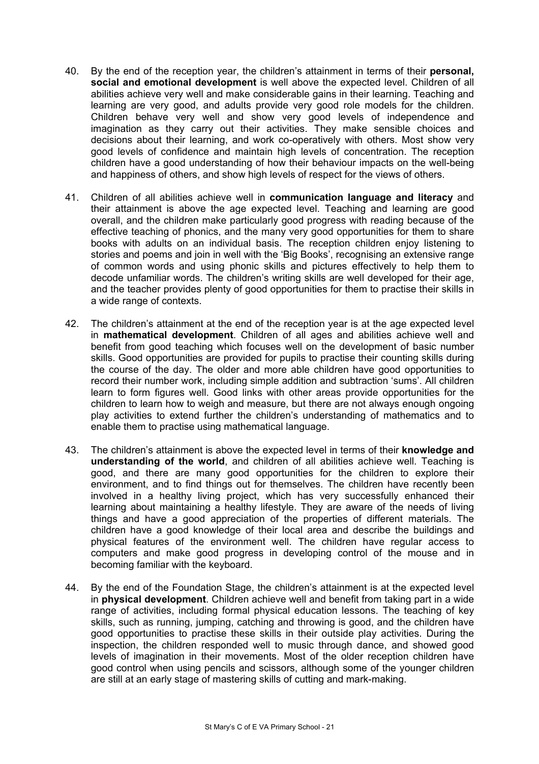40. By the end of the reception year, the children's attainment in terms of their **personal, social and emotional development** is well above the expected level. Children of all abilities achieve very well and make considerable gains in their learning. Teaching and learning are very good, and adults provide very good role models for the children. Children behave very well and show very good levels of independence and imagination as they carry out their activities. They make sensible choices and decisions about their learning, and work co-operatively with others. Most show very good levels of confidence and maintain high levels of concentration. The reception children have a good understanding of how their behaviour impacts on the well-being and happiness of others, and show high levels of respect for the views of others.

41. Children of all abilities achieve well in **communication language and literacy** and their attainment is above the age expected level. Teaching and learning are good overall, and the children make particularly good progress with reading because of the effective teaching of phonics, and the many very good opportunities for them to share books with adults on an individual basis. The reception children enjoy listening to stories and poems and join in well with the 'Big Books', recognising an extensive range of common words and using phonic skills and pictures effectively to help them to decode unfamiliar words. The children's writing skills are well developed for their age, and the teacher provides plenty of good opportunities for them to practise their skills in a wide range of contexts.

42. The children's attainment at the end of the reception year is at the age expected level in **mathematical development**. Children of all ages and abilities achieve well and benefit from good teaching which focuses well on the development of basic number skills. Good opportunities are provided for pupils to practise their counting skills during the course of the day. The older and more able children have good opportunities to record their number work, including simple addition and subtraction 'sums'. All children learn to form figures well. Good links with other areas provide opportunities for the children to learn how to weigh and measure, but there are not always enough ongoing play activities to extend further the children's understanding of mathematics and to enable them to practise using mathematical language.

43. The children's attainment is above the expected level in terms of their **knowledge and understanding of the world**, and children of all abilities achieve well. Teaching is good, and there are many good opportunities for the children to explore their environment, and to find things out for themselves. The children have recently been involved in a healthy living project, which has very successfully enhanced their learning about maintaining a healthy lifestyle. They are aware of the needs of living things and have a good appreciation of the properties of different materials. The children have a good knowledge of their local area and describe the buildings and physical features of the environment well. The children have regular access to computers and make good progress in developing control of the mouse and in becoming familiar with the keyboard.

44. By the end of the Foundation Stage, the children's attainment is at the expected level in **physical development**. Children achieve well and benefit from taking part in a wide range of activities, including formal physical education lessons. The teaching of key skills, such as running, jumping, catching and throwing is good, and the children have good opportunities to practise these skills in their outside play activities. During the inspection, the children responded well to music through dance, and showed good levels of imagination in their movements. Most of the older reception children have good control when using pencils and scissors, although some of the younger children are still at an early stage of mastering skills of cutting and mark-making.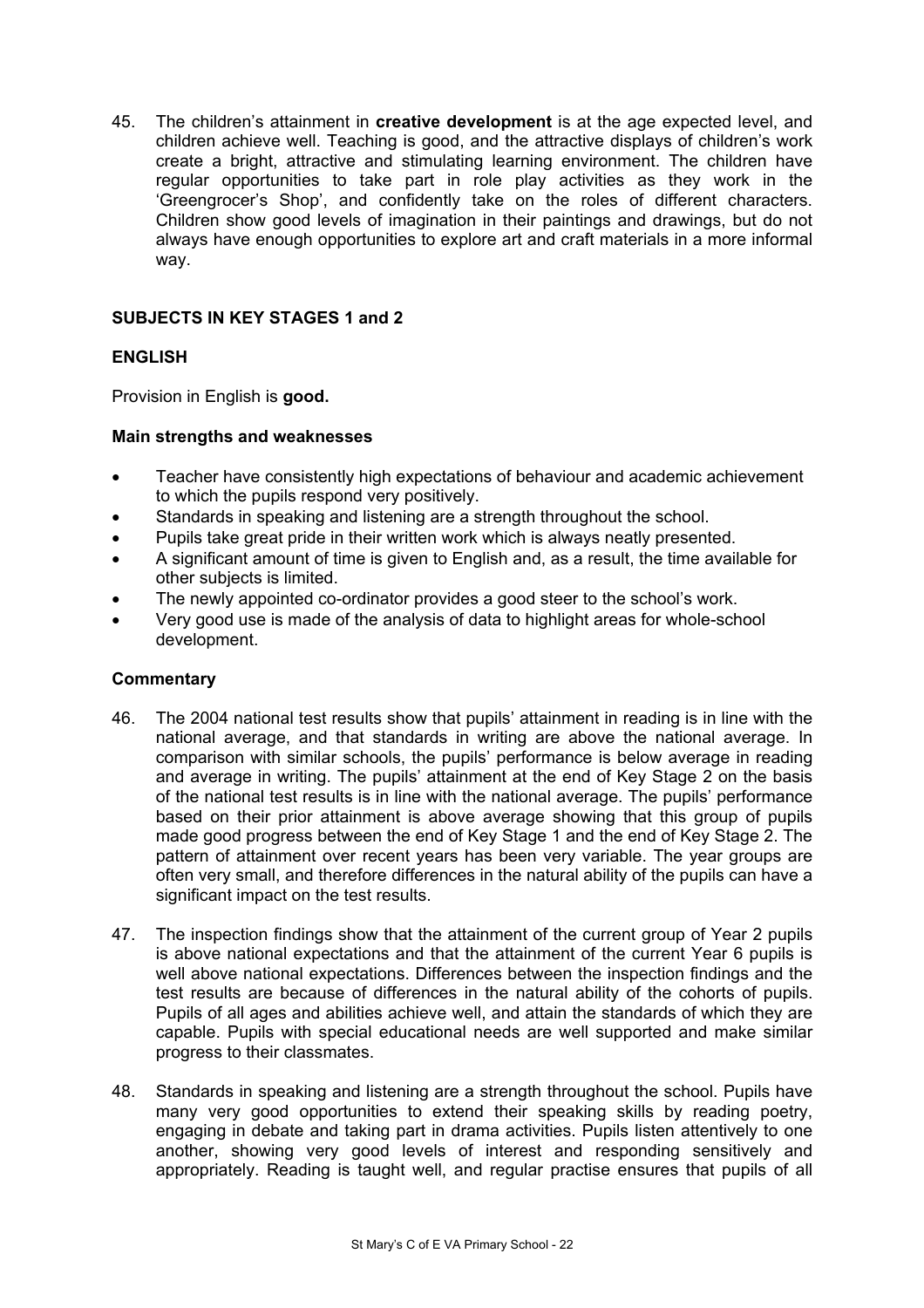45. The children's attainment in **creative development** is at the age expected level, and children achieve well. Teaching is good, and the attractive displays of children's work create a bright, attractive and stimulating learning environment. The children have regular opportunities to take part in role play activities as they work in the 'Greengrocer's Shop', and confidently take on the roles of different characters. Children show good levels of imagination in their paintings and drawings, but do not always have enough opportunities to explore art and craft materials in a more informal way.

## SUBJECTS IN KEY STAGES 1 and 2

### ENGLISH

Provision in English is **good.**

#### Main strengths and weaknesses

- Teacher have consistently high expectations of behaviour and academic achievement to which the pupils respond very positively.
- Standards in speaking and listening are a strength throughout the school.
- Pupils take great pride in their written work which is always neatly presented.
- A significant amount of time is given to English and, as a result, the time available for other subjects is limited.
- The newly appointed co-ordinator provides a good steer to the school's work.
- Very good use is made of the analysis of data to highlight areas for whole-school development.

#### Commentary

46. The 2004 national test results show that pupils' attainment in reading is in line with the national average, and that standards in writing are above the national average. In comparison with similar schools, the pupils' performance is below average in reading and average in writing. The pupils' attainment at the end of Key Stage 2 on the basis of the national test results is in line with the national average. The pupils' performance based on their prior attainment is above average showing that this group of pupils made good progress between the end of Key Stage 1 and the end of Key Stage 2. The pattern of attainment over recent years has been very variable. The year groups are often very small, and therefore differences in the natural ability of the pupils can have a significant impact on the test results.

47. The inspection findings show that the attainment of the current group of Year 2 pupils is above national expectations and that the attainment of the current Year 6 pupils is well above national expectations. Differences between the inspection findings and the test results are because of differences in the natural ability of the cohorts of pupils. Pupils of all ages and abilities achieve well, and attain the standards of which they are capable. Pupils with special educational needs are well supported and make similar progress to their classmates.

48. Standards in speaking and listening are a strength throughout the school. Pupils have many very good opportunities to extend their speaking skills by reading poetry, engaging in debate and taking part in drama activities. Pupils listen attentively to one another, showing very good levels of interest and responding sensitively and appropriately. Reading is taught well, and regular practise ensures that pupils of all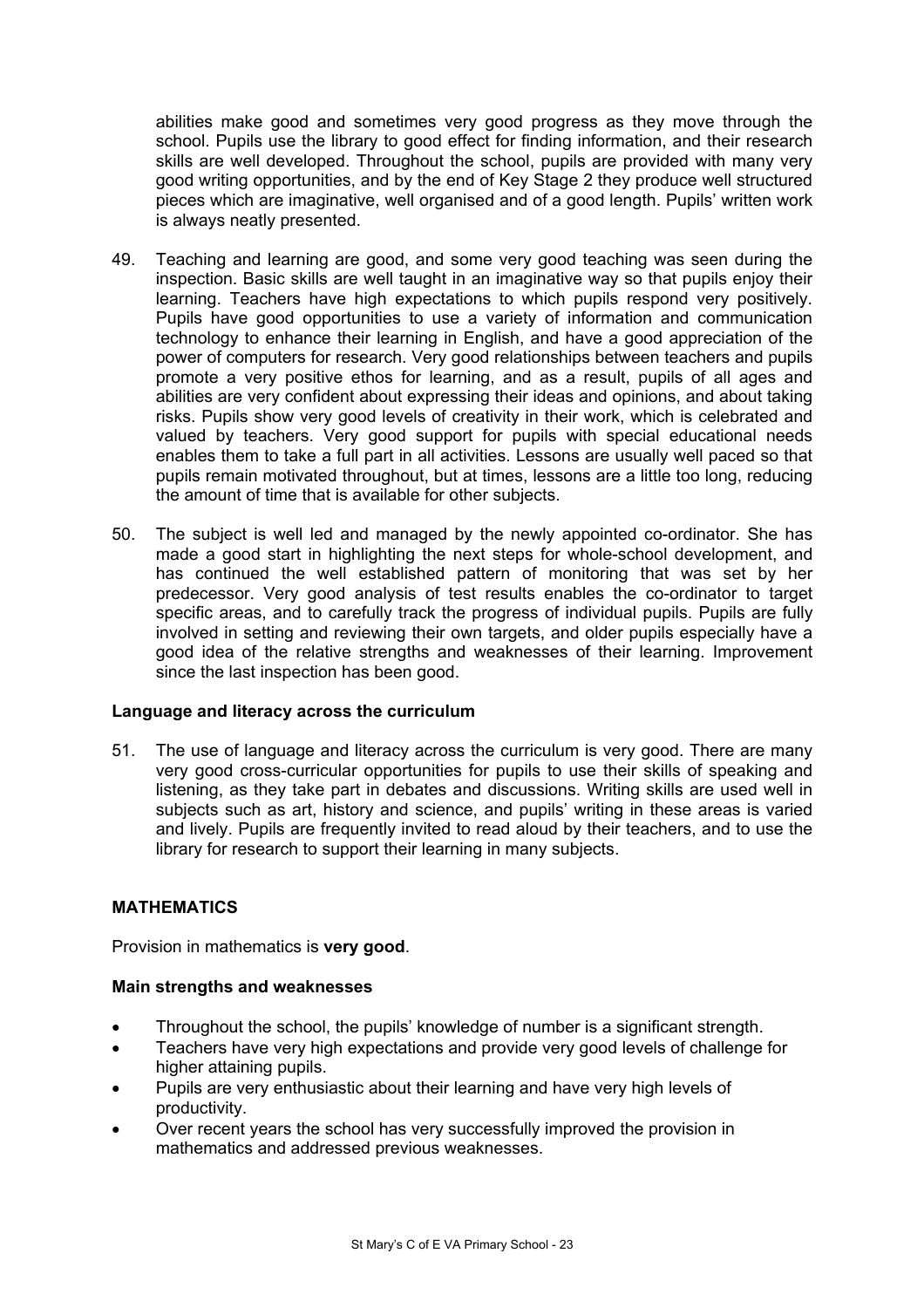abilities make good and sometimes very good progress as they move through the school. Pupils use the library to good effect for finding information, and their research skills are well developed. Throughout the school, pupils are provided with many very good writing opportunities, and by the end of Key Stage 2 they produce well structured pieces which are imaginative, well organised and of a good length. Pupils' written work is always neatly presented.

49. Teaching and learning are good, and some very good teaching was seen during the inspection. Basic skills are well taught in an imaginative way so that pupils enjoy their learning. Teachers have high expectations to which pupils respond very positively. Pupils have good opportunities to use a variety of information and communication technology to enhance their learning in English, and have a good appreciation of the power of computers for research. Very good relationships between teachers and pupils promote a very positive ethos for learning, and as a result, pupils of all ages and abilities are very confident about expressing their ideas and opinions, and about taking risks. Pupils show very good levels of creativity in their work, which is celebrated and valued by teachers. Very good support for pupils with special educational needs enables them to take a full part in all activities. Lessons are usually well paced so that pupils remain motivated throughout, but at times, lessons are a little too long, reducing the amount of time that is available for other subjects.

50. The subject is well led and managed by the newly appointed co-ordinator. She has made a good start in highlighting the next steps for whole-school development, and has continued the well established pattern of monitoring that was set by her predecessor. Very good analysis of test results enables the co-ordinator to target specific areas, and to carefully track the progress of individual pupils. Pupils are fully involved in setting and reviewing their own targets, and older pupils especially have a good idea of the relative strengths and weaknesses of their learning. Improvement since the last inspection has been good.

**Language and literacy across the curriculum**

51. The use of language and literacy across the curriculum is very good. There are many very good cross-curricular opportunities for pupils to use their skills of speaking and listening, as they take part in debates and discussions. Writing skills are used well in subjects such as art, history and science, and pupils' writing in these areas is varied and lively. Pupils are frequently invited to read aloud by their teachers, and to use the library for research to support their learning in many subjects.

## MATHEMATICS

Provision in mathematics is **very good**.

**Main strengths and weaknesses**

- Throughout the school, the pupils' knowledge of number is a significant strength.
- Teachers have very high expectations and provide very good levels of challenge for higher attaining pupils.
- Pupils are very enthusiastic about their learning and have very high levels of productivity.
- Over recent years the school has very successfully improved the provision in mathematics and addressed previous weaknesses.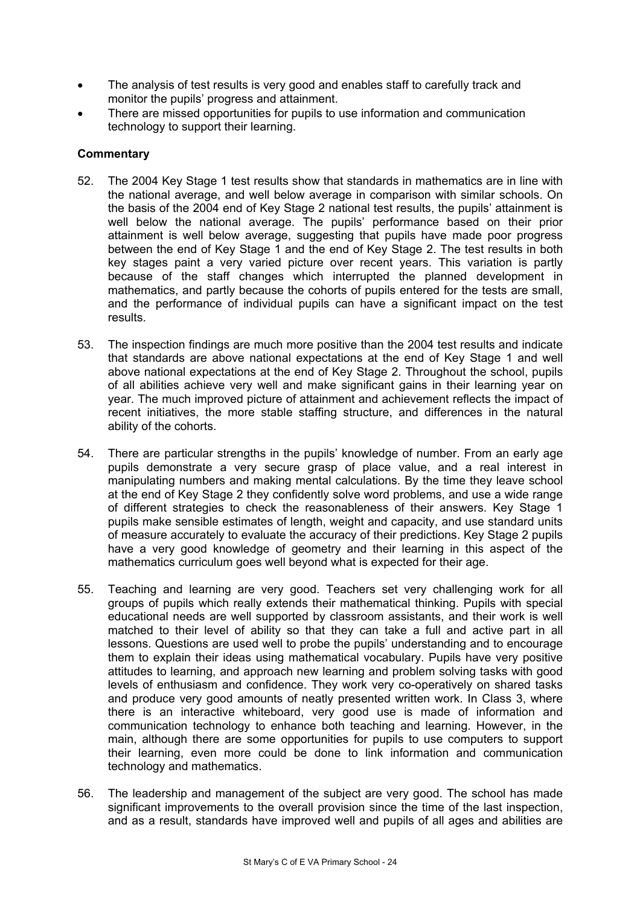- The analysis of test results is very good and enables staff to carefully track and monitor the pupils' progress and attainment.
- There are missed opportunities for pupils to use information and communication technology to support their learning.

**Commentary**

52. The 2004 Key Stage 1 test results show that standards in mathematics are in line with the national average, and well below average in comparison with similar schools. On the basis of the 2004 end of Key Stage 2 national test results, the pupils' attainment is well below the national average. The pupils' performance based on their prior attainment is well below average, suggesting that pupils have made poor progress between the end of Key Stage 1 and the end of Key Stage 2. The test results in both key stages paint a very varied picture over recent years. This variation is partly because of the staff changes which interrupted the planned development in mathematics, and partly because the cohorts of pupils entered for the tests are small, and the performance of individual pupils can have a significant impact on the test results.

53. The inspection findings are much more positive than the 2004 test results and indicate that standards are above national expectations at the end of Key Stage 1 and well above national expectations at the end of Key Stage 2. Throughout the school, pupils of all abilities achieve very well and make significant gains in their learning year on year. The much improved picture of attainment and achievement reflects the impact of recent initiatives, the more stable staffing structure, and differences in the natural ability of the cohorts.

54. There are particular strengths in the pupils' knowledge of number. From an early age pupils demonstrate a very secure grasp of place value, and a real interest in manipulating numbers and making mental calculations. By the time they leave school at the end of Key Stage 2 they confidently solve word problems, and use a wide range of different strategies to check the reasonableness of their answers. Key Stage 1 pupils make sensible estimates of length, weight and capacity, and use standard units of measure accurately to evaluate the accuracy of their predictions. Key Stage 2 pupils have a very good knowledge of geometry and their learning in this aspect of the mathematics curriculum goes well beyond what is expected for their age.

55. Teaching and learning are very good. Teachers set very challenging work for all groups of pupils which really extends their mathematical thinking. Pupils with special educational needs are well supported by classroom assistants, and their work is well matched to their level of ability so that they can take a full and active part in all lessons. Questions are used well to probe the pupils' understanding and to encourage them to explain their ideas using mathematical vocabulary. Pupils have very positive attitudes to learning, and approach new learning and problem solving tasks with good levels of enthusiasm and confidence. They work very co-operatively on shared tasks and produce very good amounts of neatly presented written work. In Class 3, where there is an interactive whiteboard, very good use is made of information and communication technology to enhance both teaching and learning. However, in the main, although there are some opportunities for pupils to use computers to support their learning, even more could be done to link information and communication technology and mathematics.

56. The leadership and management of the subject are very good. The school has made significant improvements to the overall provision since the time of the last inspection, and as a result, standards have improved well and pupils of all ages and abilities are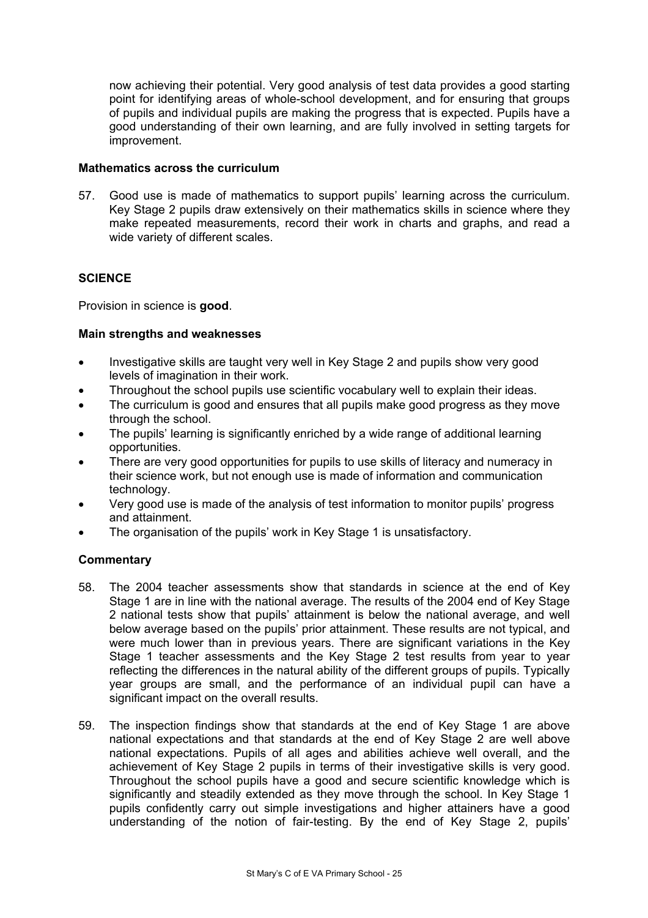now achieving their potential. Very good analysis of test data provides a good starting point for identifying areas of whole-school development, and for ensuring that groups of pupils and individual pupils are making the progress that is expected. Pupils have a good understanding of their own learning, and are fully involved in setting targets for improvement.

### Mathematics across the curriculum

57. Good use is made of mathematics to support pupils' learning across the curriculum. Key Stage 2 pupils draw extensively on their mathematics skills in science where they make repeated measurements, record their work in charts and graphs, and read a wide variety of different scales.

## SCIENCE

Provision in science is **good**.

### Main strengths and weaknesses

- Investigative skills are taught very well in Key Stage 2 and pupils show very good levels of imagination in their work.
- Throughout the school pupils use scientific vocabulary well to explain their ideas.
- The curriculum is good and ensures that all pupils make good progress as they move through the school.
- The pupils' learning is significantly enriched by a wide range of additional learning opportunities.
- There are very good opportunities for pupils to use skills of literacy and numeracy in their science work, but not enough use is made of information and communication technology.
- Very good use is made of the analysis of test information to monitor pupils' progress and attainment.
- The organisation of the pupils' work in Key Stage 1 is unsatisfactory.

### Commentary

58. The 2004 teacher assessments show that standards in science at the end of Key Stage 1 are in line with the national average. The results of the 2004 end of Key Stage 2 national tests show that pupils' attainment is below the national average, and well below average based on the pupils' prior attainment. These results are not typical, and were much lower than in previous years. There are significant variations in the Key Stage 1 teacher assessments and the Key Stage 2 test results from year to year reflecting the differences in the natural ability of the different groups of pupils. Typically year groups are small, and the performance of an individual pupil can have a significant impact on the overall results.

59. The inspection findings show that standards at the end of Key Stage 1 are above national expectations and that standards at the end of Key Stage 2 are well above national expectations. Pupils of all ages and abilities achieve well overall, and the achievement of Key Stage 2 pupils in terms of their investigative skills is very good. Throughout the school pupils have a good and secure scientific knowledge which is significantly and steadily extended as they move through the school. In Key Stage 1 pupils confidently carry out simple investigations and higher attainers have a good understanding of the notion of fair-testing. By the end of Key Stage 2, pupils'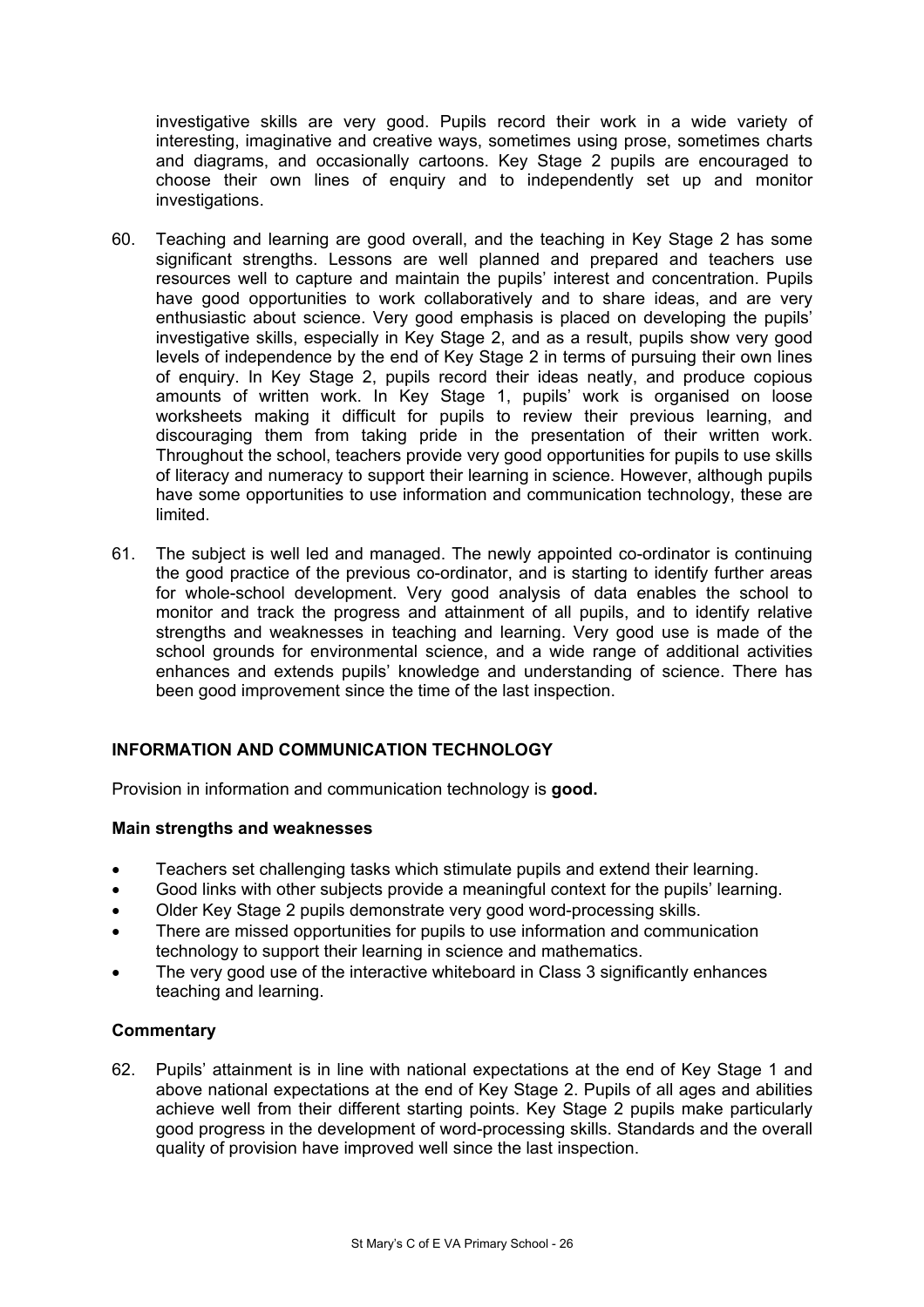investigative skills are very good. Pupils record their work in a wide variety of interesting, imaginative and creative ways, sometimes using prose, sometimes charts and diagrams, and occasionally cartoons. Key Stage 2 pupils are encouraged to choose their own lines of enquiry and to independently set up and monitor investigations.

60. Teaching and learning are good overall, and the teaching in Key Stage 2 has some significant strengths. Lessons are well planned and prepared and teachers use resources well to capture and maintain the pupils' interest and concentration. Pupils have good opportunities to work collaboratively and to share ideas, and are very enthusiastic about science. Very good emphasis is placed on developing the pupils' investigative skills, especially in Key Stage 2, and as a result, pupils show very good levels of independence by the end of Key Stage 2 in terms of pursuing their own lines of enquiry. In Key Stage 2, pupils record their ideas neatly, and produce copious amounts of written work. In Key Stage 1, pupils' work is organised on loose worksheets making it difficult for pupils to review their previous learning, and discouraging them from taking pride in the presentation of their written work. Throughout the school, teachers provide very good opportunities for pupils to use skills of literacy and numeracy to support their learning in science. However, although pupils have some opportunities to use information and communication technology, these are limited.

61. The subject is well led and managed. The newly appointed co-ordinator is continuing the good practice of the previous co-ordinator, and is starting to identify further areas for whole-school development. Very good analysis of data enables the school to monitor and track the progress and attainment of all pupils, and to identify relative strengths and weaknesses in teaching and learning. Very good use is made of the school grounds for environmental science, and a wide range of additional activities enhances and extends pupils' knowledge and understanding of science. There has been good improvement since the time of the last inspection.

## INFORMATION AND COMMUNICATION TECHNOLOGY

Provision in information and communication technology is **good.**

### Main strengths and weaknesses

- Teachers set challenging tasks which stimulate pupils and extend their learning.
- Good links with other subjects provide a meaningful context for the pupils' learning.
- Older Key Stage 2 pupils demonstrate very good word-processing skills.
- There are missed opportunities for pupils to use information and communication technology to support their learning in science and mathematics.
- The very good use of the interactive whiteboard in Class 3 significantly enhances teaching and learning.

### Commentary

62. Pupils' attainment is in line with national expectations at the end of Key Stage 1 and above national expectations at the end of Key Stage 2. Pupils of all ages and abilities achieve well from their different starting points. Key Stage 2 pupils make particularly good progress in the development of word-processing skills. Standards and the overall quality of provision have improved well since the last inspection.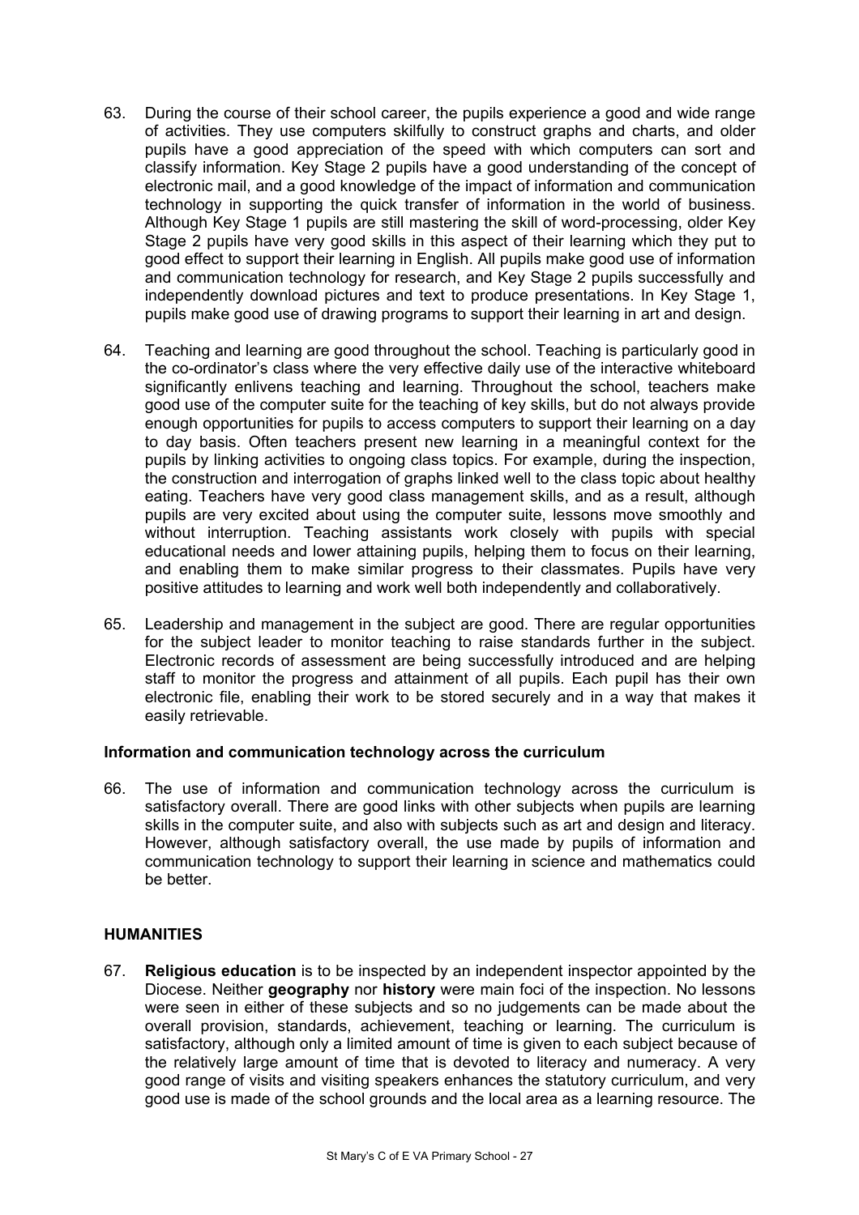63. During the course of their school career, the pupils experience a good and wide range of activities. They use computers skilfully to construct graphs and charts, and older pupils have a good appreciation of the speed with which computers can sort and classify information. Key Stage 2 pupils have a good understanding of the concept of electronic mail, and a good knowledge of the impact of information and communication technology in supporting the quick transfer of information in the world of business. Although Key Stage 1 pupils are still mastering the skill of word-processing, older Key Stage 2 pupils have very good skills in this aspect of their learning which they put to good effect to support their learning in English. All pupils make good use of information and communication technology for research, and Key Stage 2 pupils successfully and independently download pictures and text to produce presentations. In Key Stage 1, pupils make good use of drawing programs to support their learning in art and design.

64. Teaching and learning are good throughout the school. Teaching is particularly good in the co-ordinator's class where the very effective daily use of the interactive whiteboard significantly enlivens teaching and learning. Throughout the school, teachers make good use of the computer suite for the teaching of key skills, but do not always provide enough opportunities for pupils to access computers to support their learning on a day to day basis. Often teachers present new learning in a meaningful context for the pupils by linking activities to ongoing class topics. For example, during the inspection, the construction and interrogation of graphs linked well to the class topic about healthy eating. Teachers have very good class management skills, and as a result, although pupils are very excited about using the computer suite, lessons move smoothly and without interruption. Teaching assistants work closely with pupils with special educational needs and lower attaining pupils, helping them to focus on their learning, and enabling them to make similar progress to their classmates. Pupils have very positive attitudes to learning and work well both independently and collaboratively.

65. Leadership and management in the subject are good. There are regular opportunities for the subject leader to monitor teaching to raise standards further in the subject. Electronic records of assessment are being successfully introduced and are helping staff to monitor the progress and attainment of all pupils. Each pupil has their own electronic file, enabling their work to be stored securely and in a way that makes it easily retrievable.

### Information and communication technology across the curriculum

66. The use of information and communication technology across the curriculum is satisfactory overall. There are good links with other subjects when pupils are learning skills in the computer suite, and also with subjects such as art and design and literacy. However, although satisfactory overall, the use made by pupils of information and communication technology to support their learning in science and mathematics could be better.

## HUMANITIES

67. **Religious education** is to be inspected by an independent inspector appointed by the Diocese. Neither **geography** nor **history** were main foci of the inspection. No lessons were seen in either of these subjects and so no judgements can be made about the overall provision, standards, achievement, teaching or learning. The curriculum is satisfactory, although only a limited amount of time is given to each subject because of the relatively large amount of time that is devoted to literacy and numeracy. A very good range of visits and visiting speakers enhances the statutory curriculum, and very good use is made of the school grounds and the local area as a learning resource. The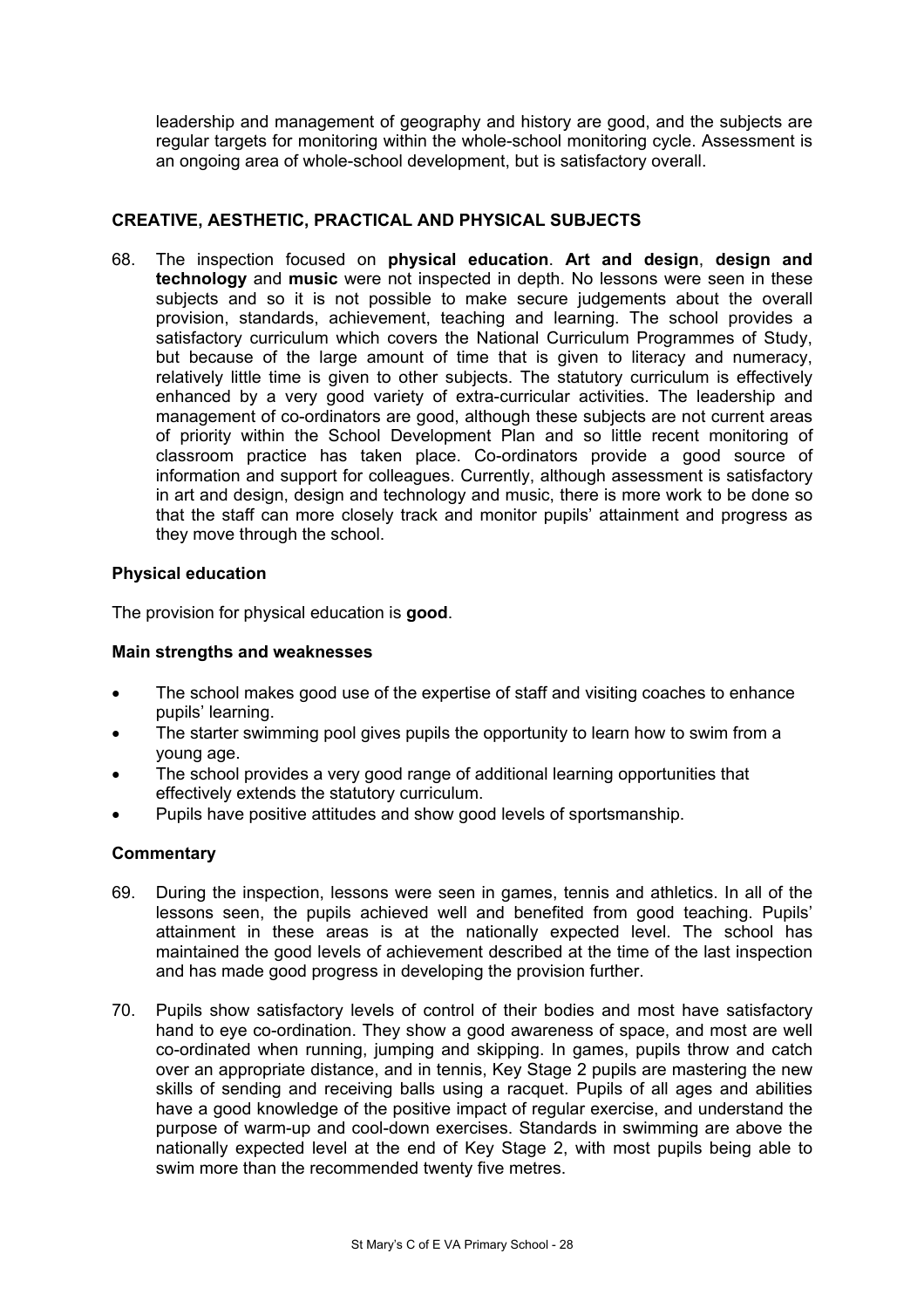leadership and management of geography and history are good, and the subjects are regular targets for monitoring within the whole-school monitoring cycle. Assessment is an ongoing area of whole-school development, but is satisfactory overall.

## CREATIVE, AESTHETIC, PRACTICAL AND PHYSICAL SUBJECTS

68. The inspection focused on **physical education**. **Art and design**, **design and technology** and **music** were not inspected in depth. No lessons were seen in these subjects and so it is not possible to make secure judgements about the overall provision, standards, achievement, teaching and learning. The school provides a satisfactory curriculum which covers the National Curriculum Programmes of Study, but because of the large amount of time that is given to literacy and numeracy, relatively little time is given to other subjects. The statutory curriculum is effectively enhanced by a very good variety of extra-curricular activities. The leadership and management of co-ordinators are good, although these subjects are not current areas of priority within the School Development Plan and so little recent monitoring of classroom practice has taken place. Co-ordinators provide a good source of information and support for colleagues. Currently, although assessment is satisfactory in art and design, design and technology and music, there is more work to be done so that the staff can more closely track and monitor pupils' attainment and progress as they move through the school.

### Physical education

The provision for physical education is **good**.

### Main strengths and weaknesses

- The school makes good use of the expertise of staff and visiting coaches to enhance pupils' learning.
- The starter swimming pool gives pupils the opportunity to learn how to swim from a young age.
- The school provides a very good range of additional learning opportunities that effectively extends the statutory curriculum.
- Pupils have positive attitudes and show good levels of sportsmanship.

### Commentary

69. During the inspection, lessons were seen in games, tennis and athletics. In all of the lessons seen, the pupils achieved well and benefited from good teaching. Pupils' attainment in these areas is at the nationally expected level. The school has maintained the good levels of achievement described at the time of the last inspection and has made good progress in developing the provision further.

70. Pupils show satisfactory levels of control of their bodies and most have satisfactory hand to eye co-ordination. They show a good awareness of space, and most are well co-ordinated when running, jumping and skipping. In games, pupils throw and catch over an appropriate distance, and in tennis, Key Stage 2 pupils are mastering the new skills of sending and receiving balls using a racquet. Pupils of all ages and abilities have a good knowledge of the positive impact of regular exercise, and understand the purpose of warm-up and cool-down exercises. Standards in swimming are above the nationally expected level at the end of Key Stage 2, with most pupils being able to swim more than the recommended twenty five metres.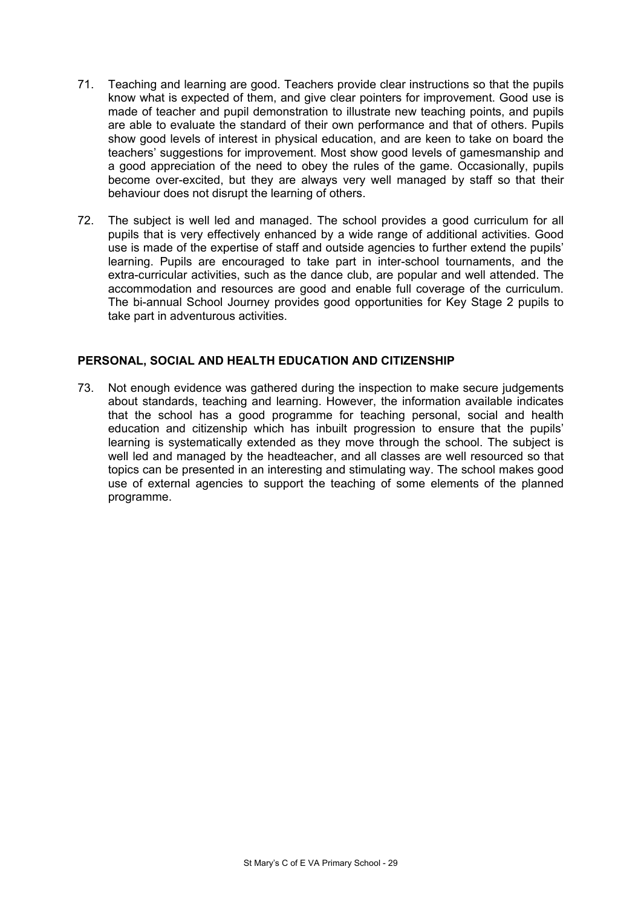71. Teaching and learning are good. Teachers provide clear instructions so that the pupils know what is expected of them, and give clear pointers for improvement. Good use is made of teacher and pupil demonstration to illustrate new teaching points, and pupils are able to evaluate the standard of their own performance and that of others. Pupils show good levels of interest in physical education, and are keen to take on board the teachers' suggestions for improvement. Most show good levels of gamesmanship and a good appreciation of the need to obey the rules of the game. Occasionally, pupils become over-excited, but they are always very well managed by staff so that their behaviour does not disrupt the learning of others.

72. The subject is well led and managed. The school provides a good curriculum for all pupils that is very effectively enhanced by a wide range of additional activities. Good use is made of the expertise of staff and outside agencies to further extend the pupils' learning. Pupils are encouraged to take part in inter-school tournaments, and the extra-curricular activities, such as the dance club, are popular and well attended. The accommodation and resources are good and enable full coverage of the curriculum. The bi-annual School Journey provides good opportunities for Key Stage 2 pupils to take part in adventurous activities.

## PERSONAL, SOCIAL AND HEALTH EDUCATION AND CITIZENSHIP

73. Not enough evidence was gathered during the inspection to make secure judgements about standards, teaching and learning. However, the information available indicates that the school has a good programme for teaching personal, social and health education and citizenship which has inbuilt progression to ensure that the pupils' learning is systematically extended as they move through the school. The subject is well led and managed by the headteacher, and all classes are well resourced so that topics can be presented in an interesting and stimulating way. The school makes good use of external agencies to support the teaching of some elements of the planned programme.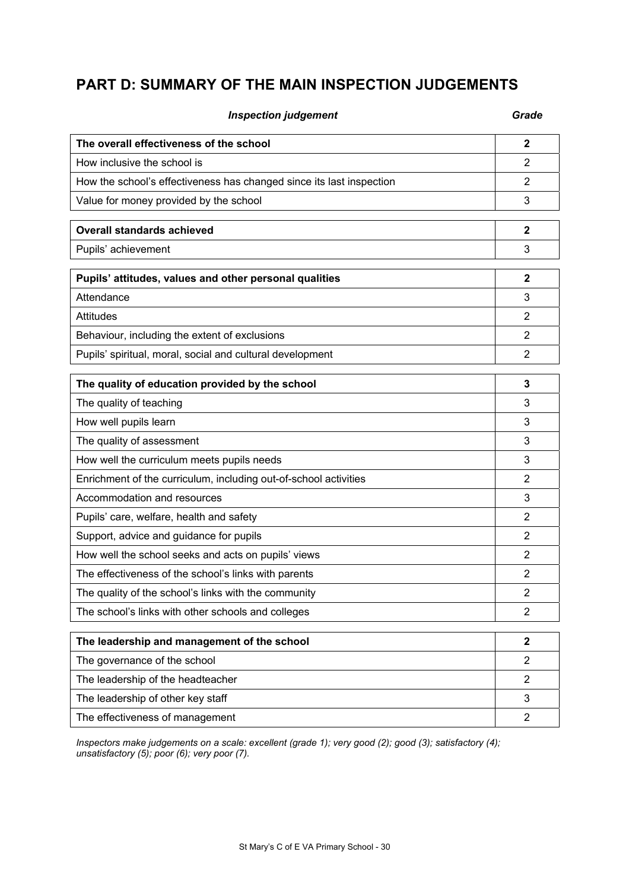# PART D: SUMMARY OF THE MAIN INSPECTION JUDGEMENTS

| *Inspection judgement* | *Grade* |
|---|---|
| **The overall effectiveness of the school** | **2** |
| How inclusive the school is | 2 |
| How the school's effectiveness has changed since its last inspection | 2 |
| Value for money provided by the school | 3 |
| **Overall standards achieved** | **2** |
| Pupils' achievement | 3 |
| **Pupils' attitudes, values and other personal qualities** | **2** |
| Attendance | 3 |
| Attitudes | 2 |
| Behaviour, including the extent of exclusions | 2 |
| Pupils' spiritual, moral, social and cultural development | 2 |
| **The quality of education provided by the school** | **3** |
| The quality of teaching | 3 |
| How well pupils learn | 3 |
| The quality of assessment | 3 |
| How well the curriculum meets pupils needs | 3 |
| Enrichment of the curriculum, including out-of-school activities | 2 |
| Accommodation and resources | 3 |
| Pupils' care, welfare, health and safety | 2 |
| Support, advice and guidance for pupils | 2 |
| How well the school seeks and acts on pupils' views | 2 |
| The effectiveness of the school's links with parents | 2 |
| The quality of the school's links with the community | 2 |
| The school's links with other schools and colleges | 2 |
| **The leadership and management of the school** | **2** |
| The governance of the school | 2 |
| The leadership of the headteacher | 2 |
| The leadership of other key staff | 3 |
| The effectiveness of management | 2 |

*Inspectors make judgements on a scale: excellent (grade 1); very good (2); good (3); satisfactory (4); unsatisfactory (5); poor (6); very poor (7).*